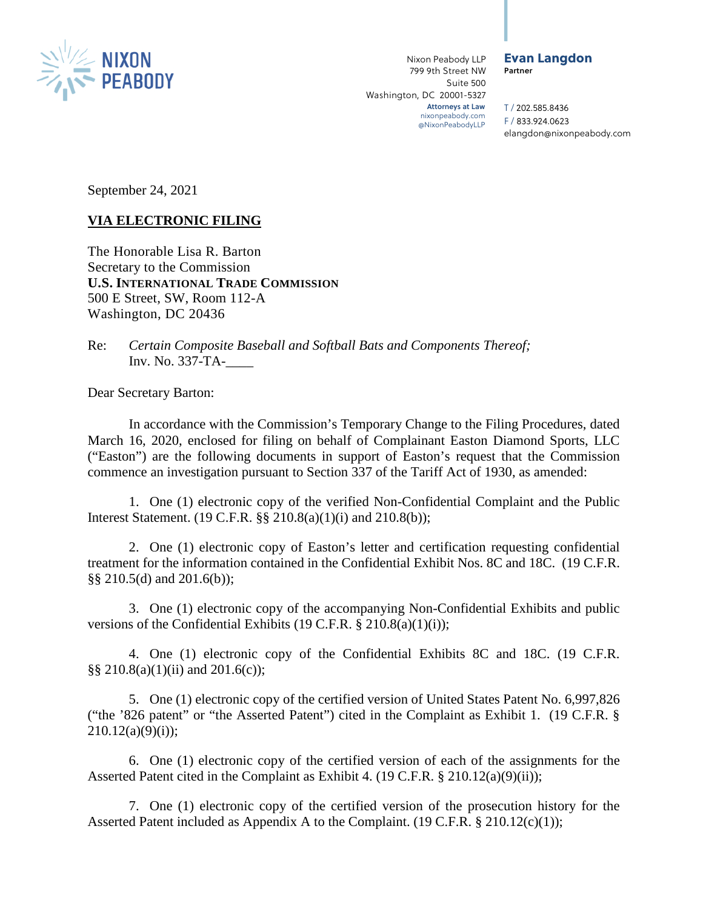NIXON PEABODY

Nixon Peabody LLP
799 9th Street NW
Suite 500
Washington, DC 20001-5327
**Attorneys at Law**
nixonpeabody.com
@NixonPeabodyLLP

**Evan Langdon**
**Partner**

T / 202.585.8436
F / 833.924.0623
elangdon@nixonpeabody.com

September 24, 2021

**VIA ELECTRONIC FILING**

The Honorable Lisa R. Barton
Secretary to the Commission
**U.S. International Trade Commission**
500 E Street, SW, Room 112-A
Washington, DC 20436

Re: *Certain Composite Baseball and Softball Bats and Components Thereof;* Inv. No. 337-TA-____

Dear Secretary Barton:

In accordance with the Commission's Temporary Change to the Filing Procedures, dated March 16, 2020, enclosed for filing on behalf of Complainant Easton Diamond Sports, LLC ("Easton") are the following documents in support of Easton's request that the Commission commence an investigation pursuant to Section 337 of the Tariff Act of 1930, as amended:

1. One (1) electronic copy of the verified Non-Confidential Complaint and the Public Interest Statement. (19 C.F.R. §§ 210.8(a)(1)(i) and 210.8(b));

2. One (1) electronic copy of Easton's letter and certification requesting confidential treatment for the information contained in the Confidential Exhibit Nos. 8C and 18C. (19 C.F.R. §§ 210.5(d) and 201.6(b));

3. One (1) electronic copy of the accompanying Non-Confidential Exhibits and public versions of the Confidential Exhibits (19 C.F.R. § 210.8(a)(1)(i));

4. One (1) electronic copy of the Confidential Exhibits 8C and 18C. (19 C.F.R. §§ 210.8(a)(1)(ii) and 201.6(c));

5. One (1) electronic copy of the certified version of United States Patent No. 6,997,826 ("the '826 patent" or "the Asserted Patent") cited in the Complaint as Exhibit 1. (19 C.F.R. § 210.12(a)(9)(i));

6. One (1) electronic copy of the certified version of each of the assignments for the Asserted Patent cited in the Complaint as Exhibit 4. (19 C.F.R. § 210.12(a)(9)(ii));

7. One (1) electronic copy of the certified version of the prosecution history for the Asserted Patent included as Appendix A to the Complaint. (19 C.F.R. § 210.12(c)(1));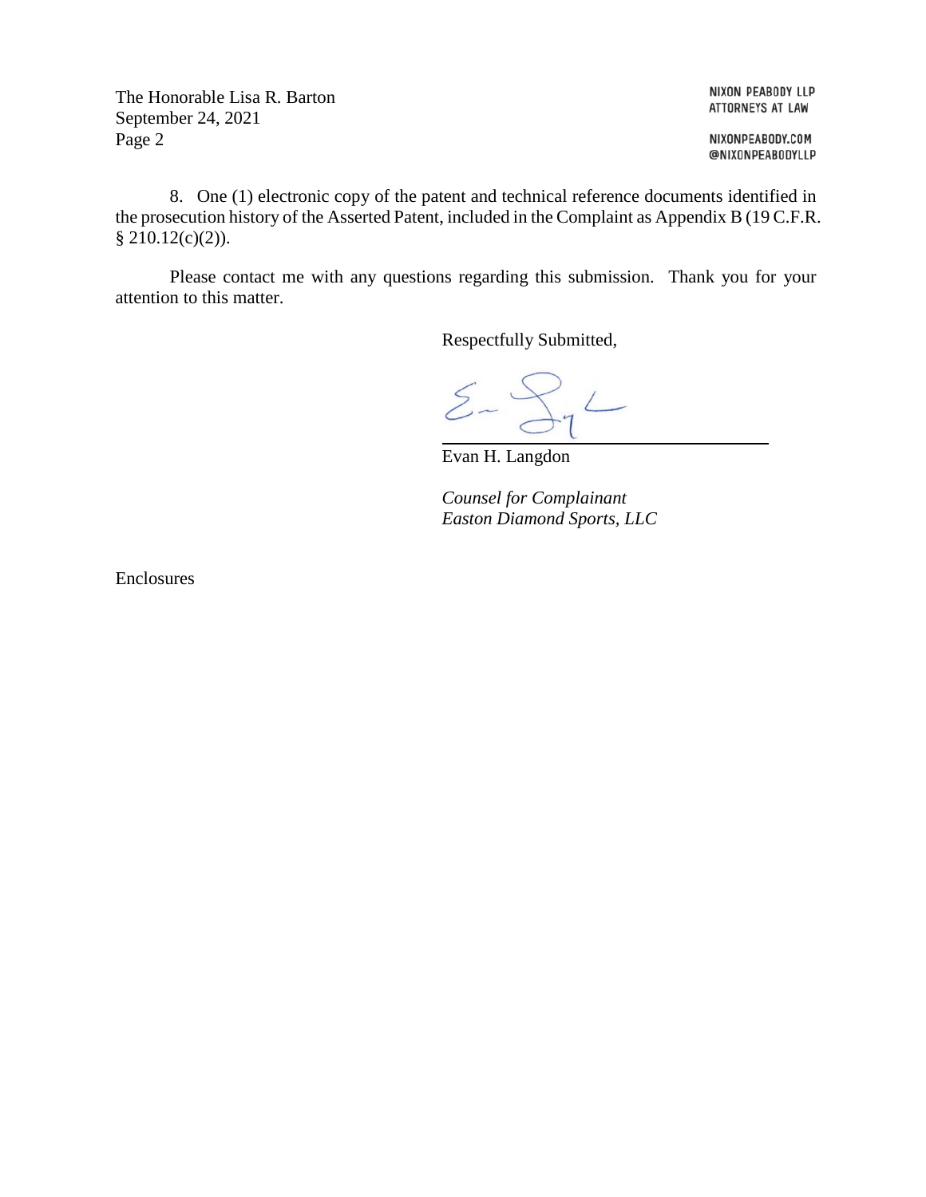8. One (1) electronic copy of the patent and technical reference documents identified in the prosecution history of the Asserted Patent, included in the Complaint as Appendix B (19 C.F.R. § 210.12(c)(2)).

Please contact me with any questions regarding this submission. Thank you for your attention to this matter.

Respectfully Submitted,

Evan H. Langdon

*Counsel for Complainant*
*Easton Diamond Sports, LLC*

Enclosures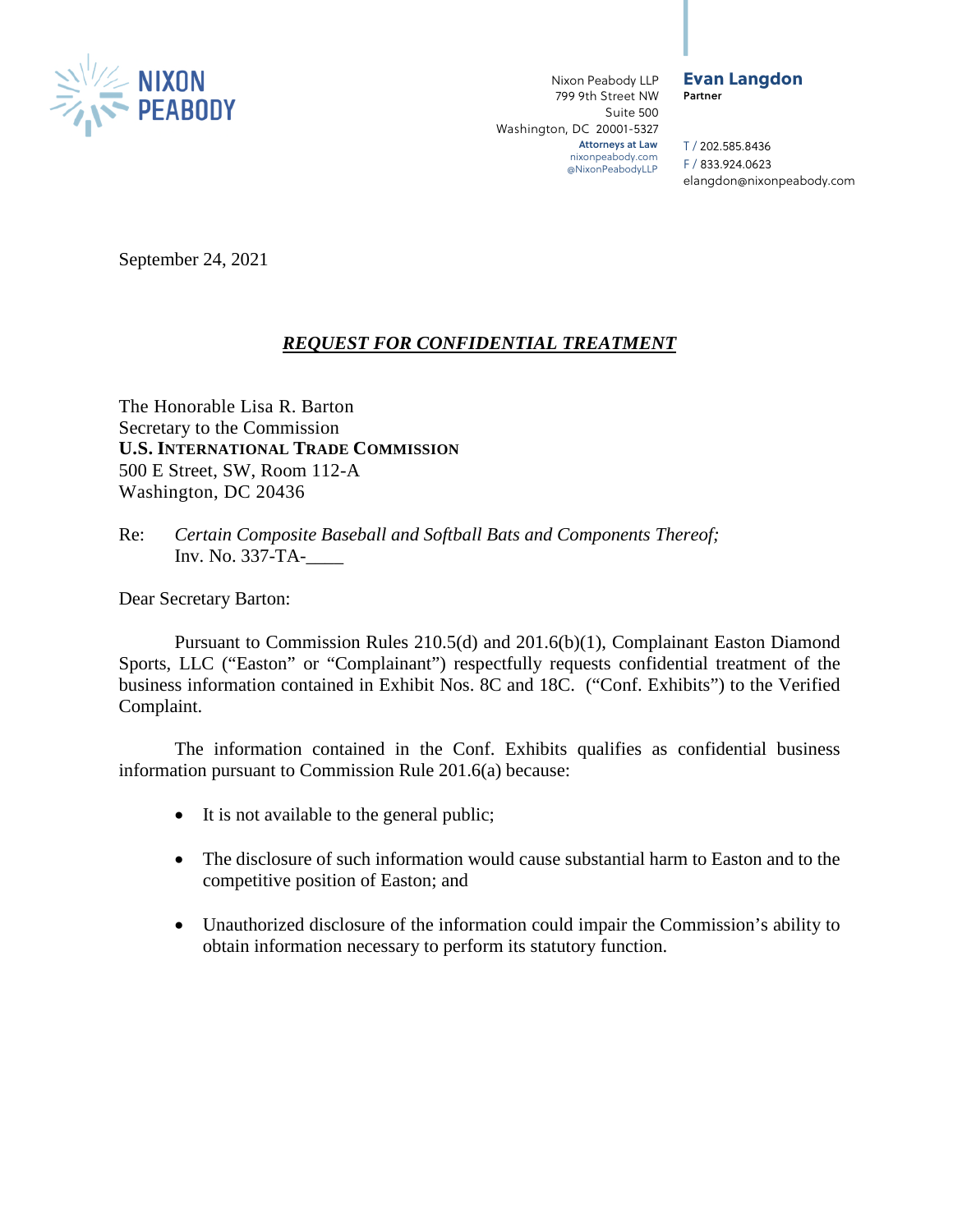NIXON PEABODY

Nixon Peabody LLP
799 9th Street NW
Suite 500
Washington, DC 20001-5327
**Attorneys at Law**
nixonpeabody.com
@NixonPeabodyLLP

**Evan Langdon**
**Partner**

T / 202.585.8436
F / 833.924.0623
elangdon@nixonpeabody.com

September 24, 2021

***REQUEST FOR CONFIDENTIAL TREATMENT***

The Honorable Lisa R. Barton
Secretary to the Commission
**U.S. INTERNATIONAL TRADE COMMISSION**
500 E Street, SW, Room 112-A
Washington, DC 20436

Re: *Certain Composite Baseball and Softball Bats and Components Thereof;* Inv. No. 337-TA-____

Dear Secretary Barton:

Pursuant to Commission Rules 210.5(d) and 201.6(b)(1), Complainant Easton Diamond Sports, LLC ("Easton" or "Complainant") respectfully requests confidential treatment of the business information contained in Exhibit Nos. 8C and 18C. ("Conf. Exhibits") to the Verified Complaint.

The information contained in the Conf. Exhibits qualifies as confidential business information pursuant to Commission Rule 201.6(a) because:

- It is not available to the general public;
- The disclosure of such information would cause substantial harm to Easton and to the competitive position of Easton; and
- Unauthorized disclosure of the information could impair the Commission's ability to obtain information necessary to perform its statutory function.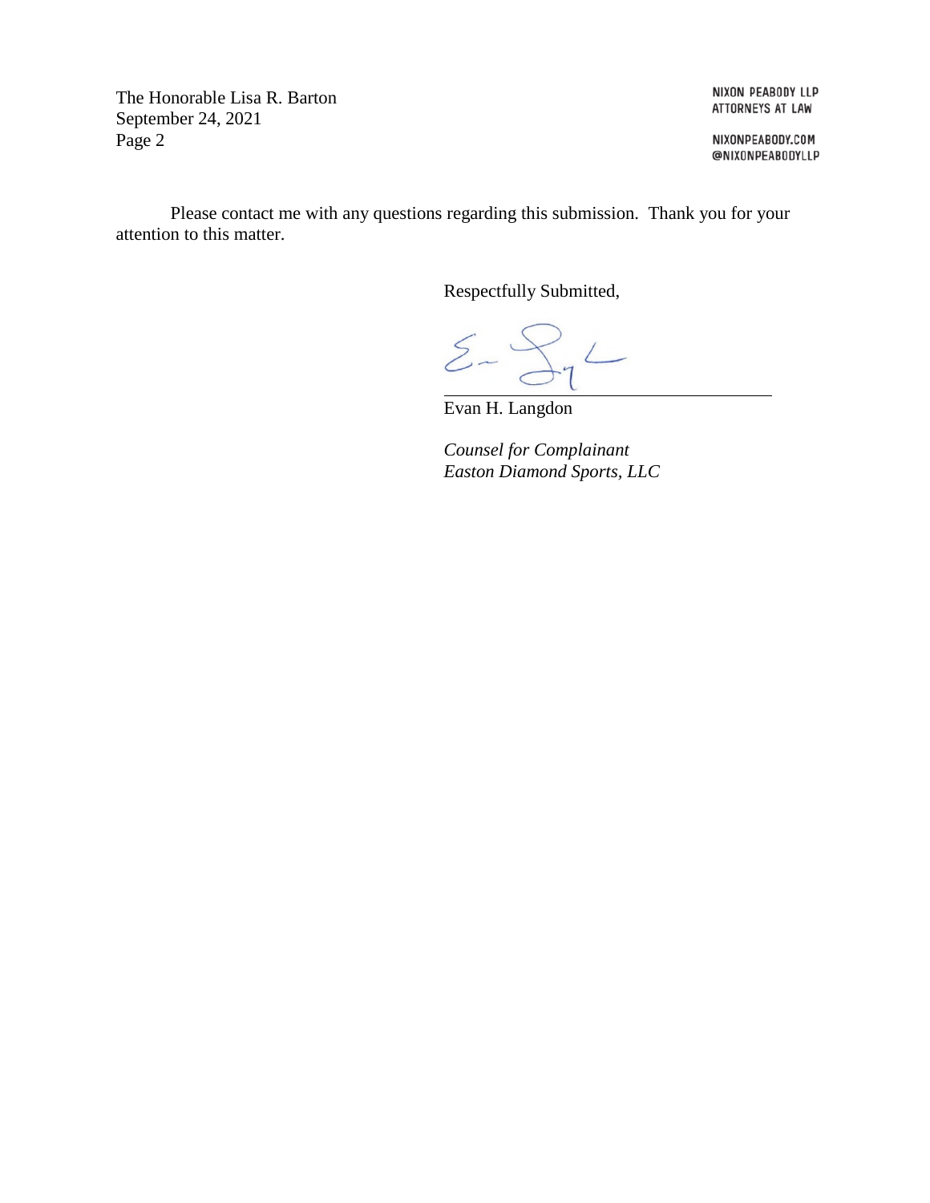Please contact me with any questions regarding this submission. Thank you for your attention to this matter.

Respectfully Submitted,

Evan H. Langdon

*Counsel for Complainant*
*Easton Diamond Sports, LLC*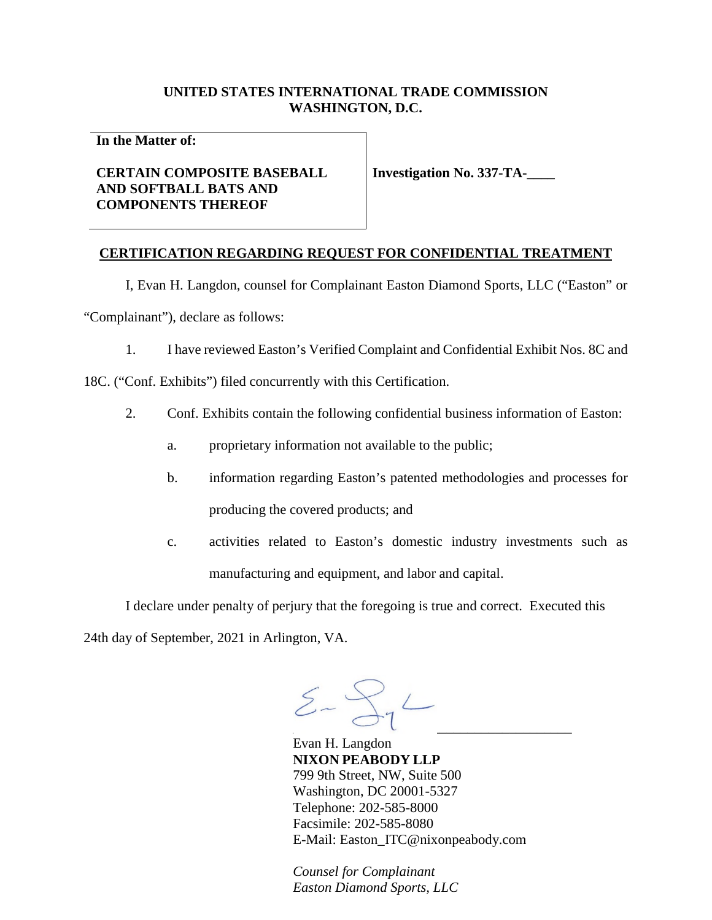**UNITED STATES INTERNATIONAL TRADE COMMISSION**
**WASHINGTON, D.C.**

| **In the Matter of:**<br><br>**CERTAIN COMPOSITE BASEBALL AND SOFTBALL BATS AND COMPONENTS THEREOF** | **Investigation No. 337-TA-____** |
|---|---|

## CERTIFICATION REGARDING REQUEST FOR CONFIDENTIAL TREATMENT

I, Evan H. Langdon, counsel for Complainant Easton Diamond Sports, LLC ("Easton" or "Complainant"), declare as follows:

1. I have reviewed Easton's Verified Complaint and Confidential Exhibit Nos. 8C and 18C. ("Conf. Exhibits") filed concurrently with this Certification.

2. Conf. Exhibits contain the following confidential business information of Easton:

   a. proprietary information not available to the public;

   b. information regarding Easton's patented methodologies and processes for producing the covered products; and

   c. activities related to Easton's domestic industry investments such as manufacturing and equipment, and labor and capital.

I declare under penalty of perjury that the foregoing is true and correct. Executed this 24th day of September, 2021 in Arlington, VA.

\_\_\_\_\_\_\_\_\_\_\_\_\_\_\_\_\_\_\_\_
Evan H. Langdon
**NIXON PEABODY LLP**
799 9th Street, NW, Suite 500
Washington, DC 20001-5327
Telephone: 202-585-8000
Facsimile: 202-585-8080
E-Mail: Easton_ITC@nixonpeabody.com

*Counsel for Complainant*
*Easton Diamond Sports, LLC*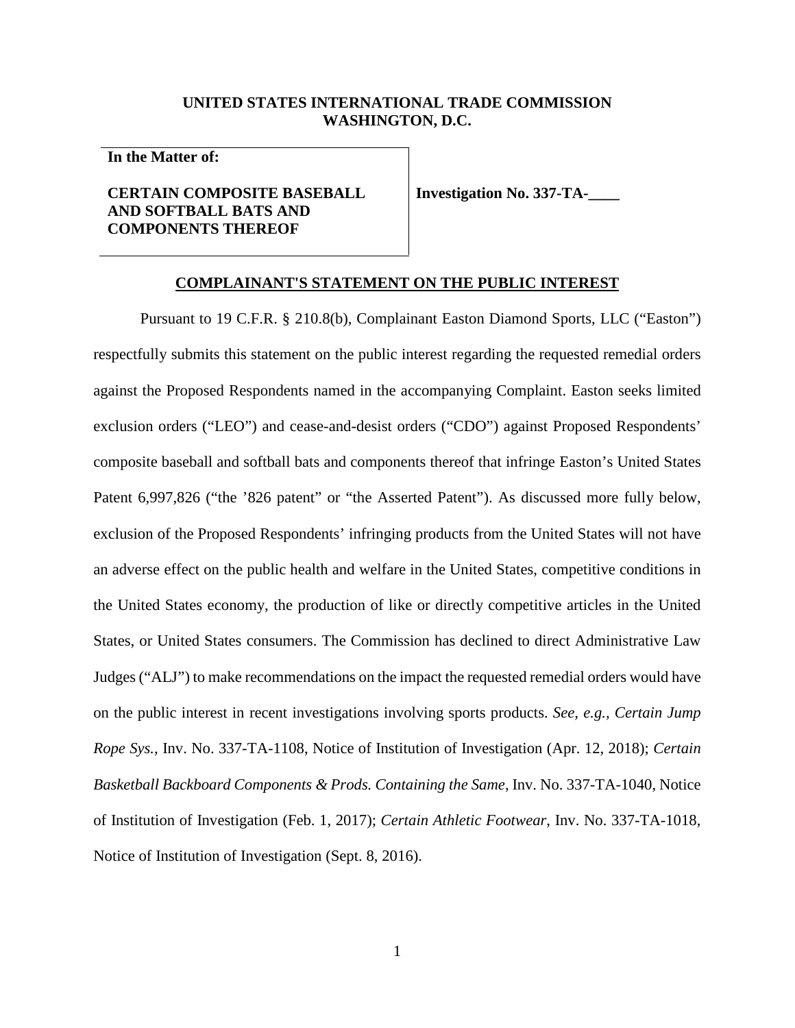**UNITED STATES INTERNATIONAL TRADE COMMISSION**
**WASHINGTON, D.C.**

| **In the Matter of:** **CERTAIN COMPOSITE BASEBALL AND SOFTBALL BATS AND COMPONENTS THEREOF** | **Investigation No. 337-TA-____** |
| --- | --- |

## COMPLAINANT'S STATEMENT ON THE PUBLIC INTEREST

Pursuant to 19 C.F.R. § 210.8(b), Complainant Easton Diamond Sports, LLC ("Easton") respectfully submits this statement on the public interest regarding the requested remedial orders against the Proposed Respondents named in the accompanying Complaint. Easton seeks limited exclusion orders ("LEO") and cease-and-desist orders ("CDO") against Proposed Respondents' composite baseball and softball bats and components thereof that infringe Easton's United States Patent 6,997,826 ("the '826 patent" or "the Asserted Patent"). As discussed more fully below, exclusion of the Proposed Respondents' infringing products from the United States will not have an adverse effect on the public health and welfare in the United States, competitive conditions in the United States economy, the production of like or directly competitive articles in the United States, or United States consumers. The Commission has declined to direct Administrative Law Judges ("ALJ") to make recommendations on the impact the requested remedial orders would have on the public interest in recent investigations involving sports products. *See, e.g., Certain Jump Rope Sys.*, Inv. No. 337-TA-1108, Notice of Institution of Investigation (Apr. 12, 2018); *Certain Basketball Backboard Components & Prods. Containing the Same*, Inv. No. 337-TA-1040, Notice of Institution of Investigation (Feb. 1, 2017); *Certain Athletic Footwear*, Inv. No. 337-TA-1018, Notice of Institution of Investigation (Sept. 8, 2016).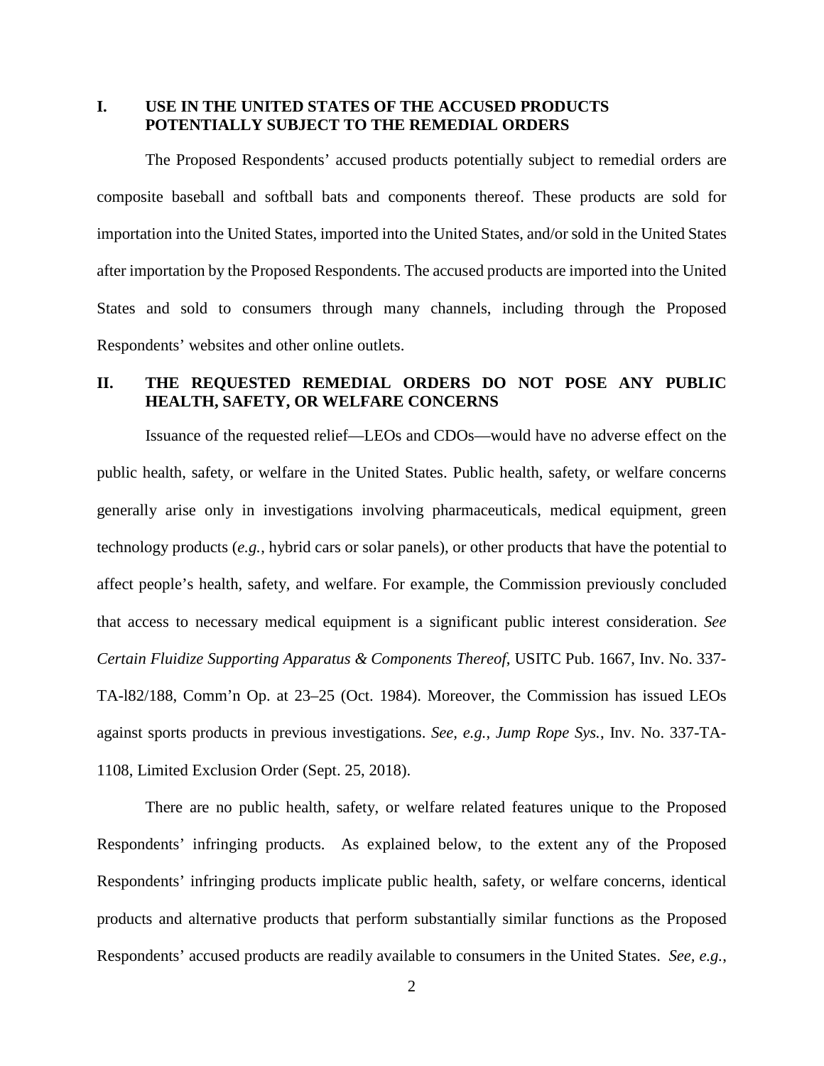## I. USE IN THE UNITED STATES OF THE ACCUSED PRODUCTS POTENTIALLY SUBJECT TO THE REMEDIAL ORDERS

The Proposed Respondents' accused products potentially subject to remedial orders are composite baseball and softball bats and components thereof. These products are sold for importation into the United States, imported into the United States, and/or sold in the United States after importation by the Proposed Respondents. The accused products are imported into the United States and sold to consumers through many channels, including through the Proposed Respondents' websites and other online outlets.

## II. THE REQUESTED REMEDIAL ORDERS DO NOT POSE ANY PUBLIC HEALTH, SAFETY, OR WELFARE CONCERNS

Issuance of the requested relief—LEOs and CDOs—would have no adverse effect on the public health, safety, or welfare in the United States. Public health, safety, or welfare concerns generally arise only in investigations involving pharmaceuticals, medical equipment, green technology products (*e.g.*, hybrid cars or solar panels), or other products that have the potential to affect people's health, safety, and welfare. For example, the Commission previously concluded that access to necessary medical equipment is a significant public interest consideration. *See Certain Fluidize Supporting Apparatus & Components Thereof*, USITC Pub. 1667, Inv. No. 337-TA-l82/188, Comm'n Op. at 23–25 (Oct. 1984). Moreover, the Commission has issued LEOs against sports products in previous investigations. *See*, *e.g.*, *Jump Rope Sys.*, Inv. No. 337-TA-1108, Limited Exclusion Order (Sept. 25, 2018).

There are no public health, safety, or welfare related features unique to the Proposed Respondents' infringing products. As explained below, to the extent any of the Proposed Respondents' infringing products implicate public health, safety, or welfare concerns, identical products and alternative products that perform substantially similar functions as the Proposed Respondents' accused products are readily available to consumers in the United States. *See, e.g.*,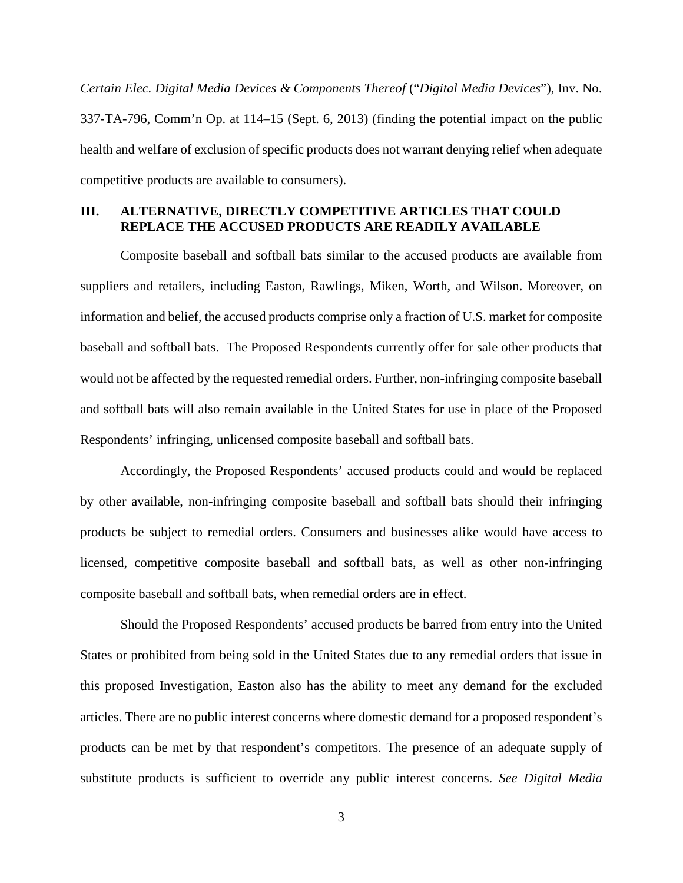*Certain Elec. Digital Media Devices & Components Thereof* ("*Digital Media Devices*"), Inv. No. 337-TA-796, Comm'n Op. at 114–15 (Sept. 6, 2013) (finding the potential impact on the public health and welfare of exclusion of specific products does not warrant denying relief when adequate competitive products are available to consumers).

## III. ALTERNATIVE, DIRECTLY COMPETITIVE ARTICLES THAT COULD REPLACE THE ACCUSED PRODUCTS ARE READILY AVAILABLE

Composite baseball and softball bats similar to the accused products are available from suppliers and retailers, including Easton, Rawlings, Miken, Worth, and Wilson. Moreover, on information and belief, the accused products comprise only a fraction of U.S. market for composite baseball and softball bats. The Proposed Respondents currently offer for sale other products that would not be affected by the requested remedial orders. Further, non-infringing composite baseball and softball bats will also remain available in the United States for use in place of the Proposed Respondents' infringing, unlicensed composite baseball and softball bats.

Accordingly, the Proposed Respondents' accused products could and would be replaced by other available, non-infringing composite baseball and softball bats should their infringing products be subject to remedial orders. Consumers and businesses alike would have access to licensed, competitive composite baseball and softball bats, as well as other non-infringing composite baseball and softball bats, when remedial orders are in effect.

Should the Proposed Respondents' accused products be barred from entry into the United States or prohibited from being sold in the United States due to any remedial orders that issue in this proposed Investigation, Easton also has the ability to meet any demand for the excluded articles. There are no public interest concerns where domestic demand for a proposed respondent's products can be met by that respondent's competitors. The presence of an adequate supply of substitute products is sufficient to override any public interest concerns. *See Digital Media*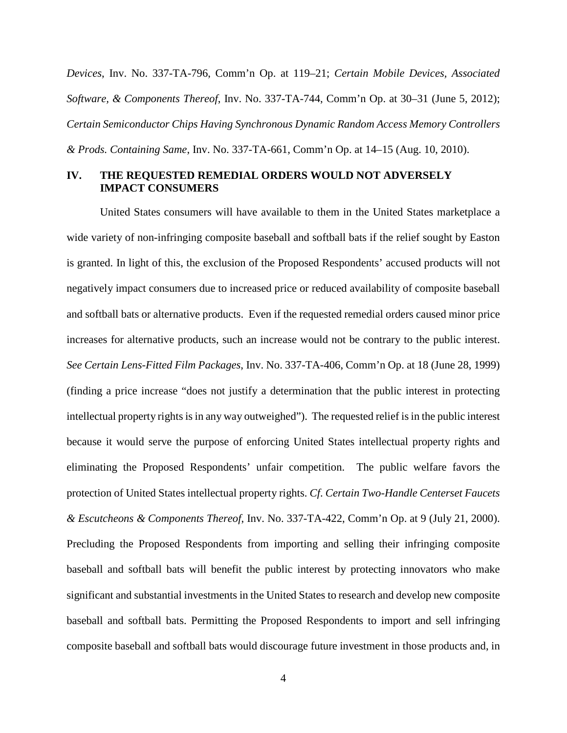*Devices*, Inv. No. 337-TA-796, Comm'n Op. at 119–21; *Certain Mobile Devices, Associated Software, & Components Thereof*, Inv. No. 337-TA-744, Comm'n Op. at 30–31 (June 5, 2012); *Certain Semiconductor Chips Having Synchronous Dynamic Random Access Memory Controllers & Prods. Containing Same*, Inv. No. 337-TA-661, Comm'n Op. at 14–15 (Aug. 10, 2010).

## IV. THE REQUESTED REMEDIAL ORDERS WOULD NOT ADVERSELY IMPACT CONSUMERS

United States consumers will have available to them in the United States marketplace a wide variety of non-infringing composite baseball and softball bats if the relief sought by Easton is granted. In light of this, the exclusion of the Proposed Respondents' accused products will not negatively impact consumers due to increased price or reduced availability of composite baseball and softball bats or alternative products. Even if the requested remedial orders caused minor price increases for alternative products, such an increase would not be contrary to the public interest. *See Certain Lens-Fitted Film Packages*, Inv. No. 337-TA-406, Comm'n Op. at 18 (June 28, 1999) (finding a price increase "does not justify a determination that the public interest in protecting intellectual property rights is in any way outweighed"). The requested relief is in the public interest because it would serve the purpose of enforcing United States intellectual property rights and eliminating the Proposed Respondents' unfair competition. The public welfare favors the protection of United States intellectual property rights. *Cf. Certain Two-Handle Centerset Faucets & Escutcheons & Components Thereof*, Inv. No. 337-TA-422, Comm'n Op. at 9 (July 21, 2000). Precluding the Proposed Respondents from importing and selling their infringing composite baseball and softball bats will benefit the public interest by protecting innovators who make significant and substantial investments in the United States to research and develop new composite baseball and softball bats. Permitting the Proposed Respondents to import and sell infringing composite baseball and softball bats would discourage future investment in those products and, in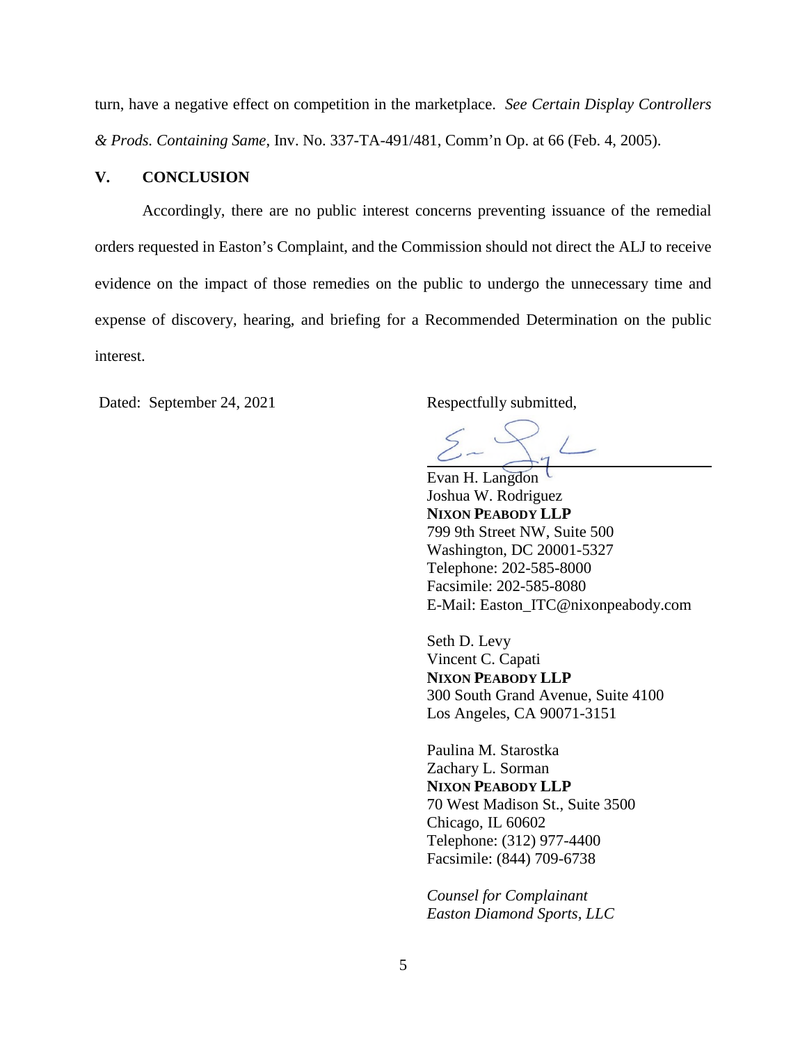turn, have a negative effect on competition in the marketplace. *See Certain Display Controllers & Prods. Containing Same*, Inv. No. 337-TA-491/481, Comm'n Op. at 66 (Feb. 4, 2005).

## V. CONCLUSION

Accordingly, there are no public interest concerns preventing issuance of the remedial orders requested in Easton's Complaint, and the Commission should not direct the ALJ to receive evidence on the impact of those remedies on the public to undergo the unnecessary time and expense of discovery, hearing, and briefing for a Recommended Determination on the public interest.

Dated: September 24, 2021

Respectfully submitted,

Evan H. Langdon
Joshua W. Rodriguez
**NIXON PEABODY LLP**
799 9th Street NW, Suite 500
Washington, DC 20001-5327
Telephone: 202-585-8000
Facsimile: 202-585-8080
E-Mail: Easton_ITC@nixonpeabody.com

Seth D. Levy
Vincent C. Capati
**NIXON PEABODY LLP**
300 South Grand Avenue, Suite 4100
Los Angeles, CA 90071-3151

Paulina M. Starostka
Zachary L. Sorman
**NIXON PEABODY LLP**
70 West Madison St., Suite 3500
Chicago, IL 60602
Telephone: (312) 977-4400
Facsimile: (844) 709-6738

*Counsel for Complainant*
*Easton Diamond Sports, LLC*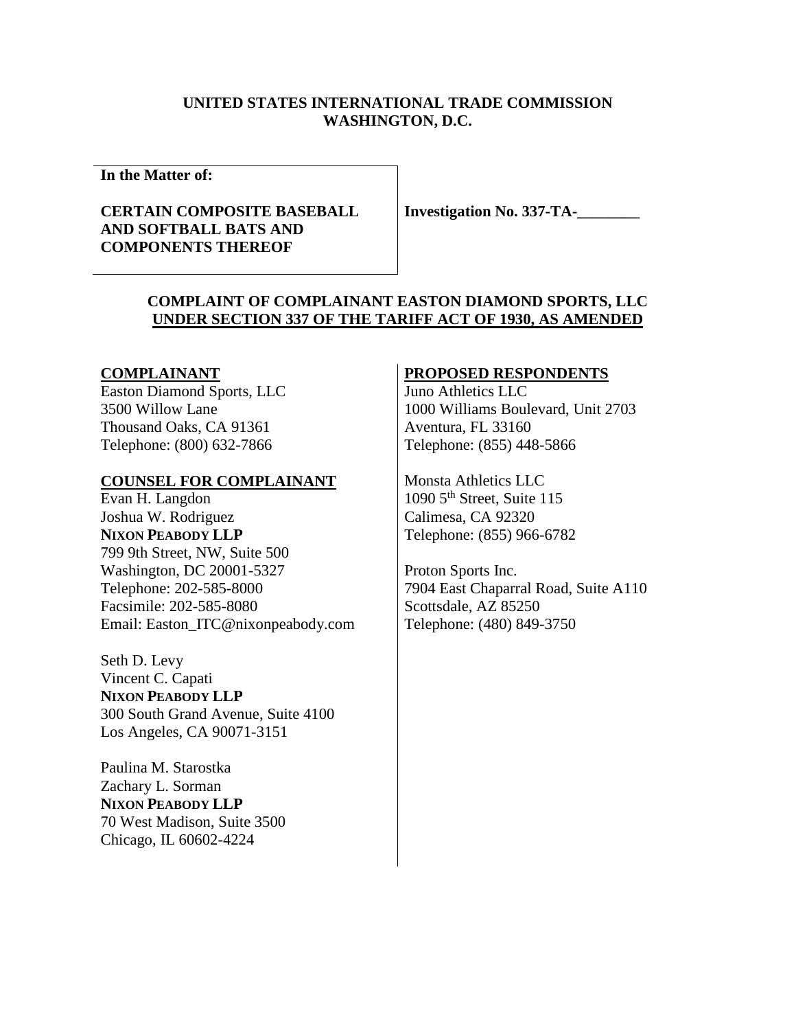**UNITED STATES INTERNATIONAL TRADE COMMISSION**
**WASHINGTON, D.C.**

**In the Matter of:**

**CERTAIN COMPOSITE BASEBALL AND SOFTBALL BATS AND COMPONENTS THEREOF**

**Investigation No. 337-TA-________**

**COMPLAINT OF COMPLAINANT EASTON DIAMOND SPORTS, LLC**
**UNDER SECTION 337 OF THE TARIFF ACT OF 1930, AS AMENDED**

**COMPLAINANT**
Easton Diamond Sports, LLC
3500 Willow Lane
Thousand Oaks, CA 91361
Telephone: (800) 632-7866

**COUNSEL FOR COMPLAINANT**
Evan H. Langdon
Joshua W. Rodriguez
**NIXON PEABODY LLP**
799 9th Street, NW, Suite 500
Washington, DC 20001-5327
Telephone: 202-585-8000
Facsimile: 202-585-8080
Email: Easton_ITC@nixonpeabody.com

Seth D. Levy
Vincent C. Capati
**NIXON PEABODY LLP**
300 South Grand Avenue, Suite 4100
Los Angeles, CA 90071-3151

Paulina M. Starostka
Zachary L. Sorman
**NIXON PEABODY LLP**
70 West Madison, Suite 3500
Chicago, IL 60602-4224

**PROPOSED RESPONDENTS**
Juno Athletics LLC
1000 Williams Boulevard, Unit 2703
Aventura, FL 33160
Telephone: (855) 448-5866

Monsta Athletics LLC
1090 5th Street, Suite 115
Calimesa, CA 92320
Telephone: (855) 966-6782

Proton Sports Inc.
7904 East Chaparral Road, Suite A110
Scottsdale, AZ 85250
Telephone: (480) 849-3750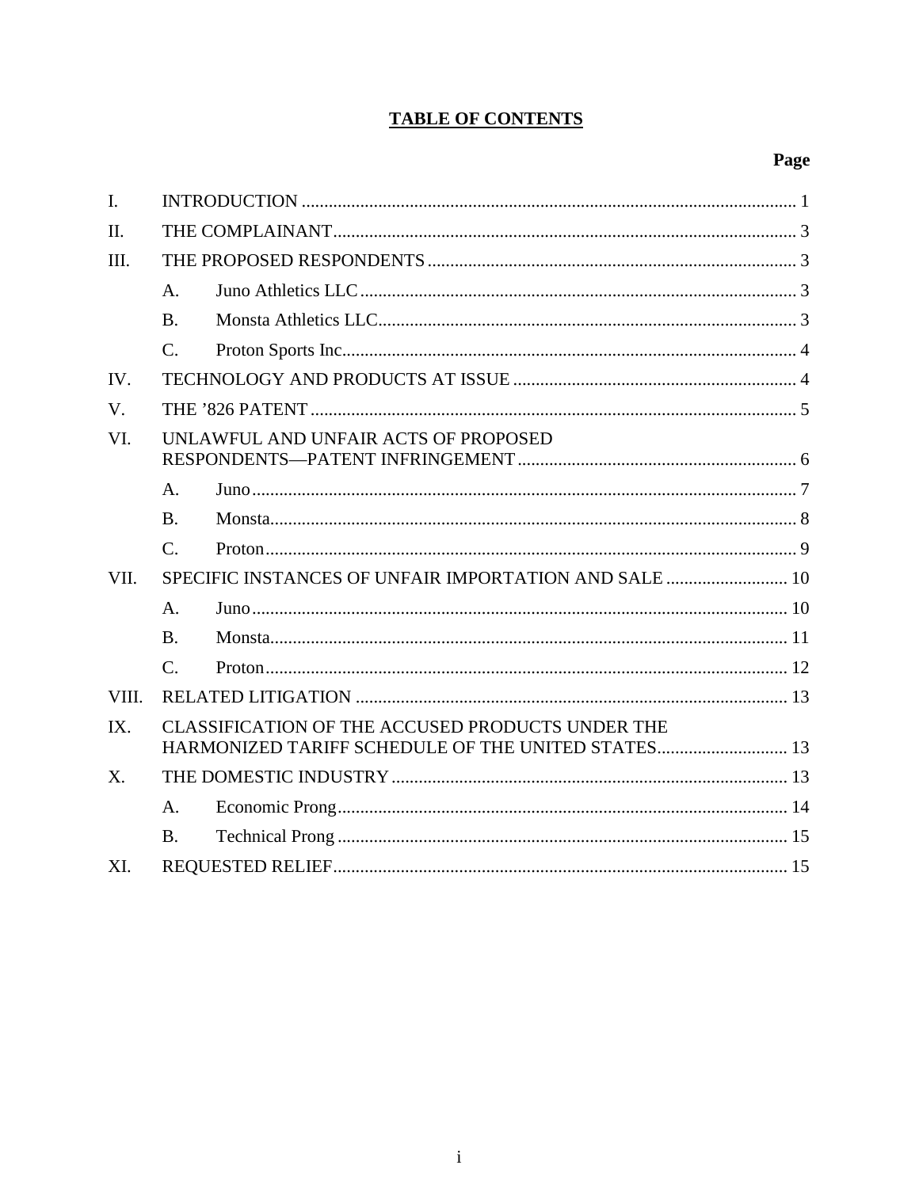# TABLE OF CONTENTS

| | | Page |
|---|---|---|
| I. | INTRODUCTION | 1 |
| II. | THE COMPLAINANT | 3 |
| III. | THE PROPOSED RESPONDENTS | 3 |
| | A. Juno Athletics LLC | 3 |
| | B. Monsta Athletics LLC | 3 |
| | C. Proton Sports Inc | 4 |
| IV. | TECHNOLOGY AND PRODUCTS AT ISSUE | 4 |
| V. | THE ’826 PATENT | 5 |
| VI. | UNLAWFUL AND UNFAIR ACTS OF PROPOSED RESPONDENTS—PATENT INFRINGEMENT | 6 |
| | A. Juno | 7 |
| | B. Monsta | 8 |
| | C. Proton | 9 |
| VII. | SPECIFIC INSTANCES OF UNFAIR IMPORTATION AND SALE | 10 |
| | A. Juno | 10 |
| | B. Monsta | 11 |
| | C. Proton | 12 |
| VIII. | RELATED LITIGATION | 13 |
| IX. | CLASSIFICATION OF THE ACCUSED PRODUCTS UNDER THE HARMONIZED TARIFF SCHEDULE OF THE UNITED STATES | 13 |
| X. | THE DOMESTIC INDUSTRY | 13 |
| | A. Economic Prong | 14 |
| | B. Technical Prong | 15 |
| XI. | REQUESTED RELIEF | 15 |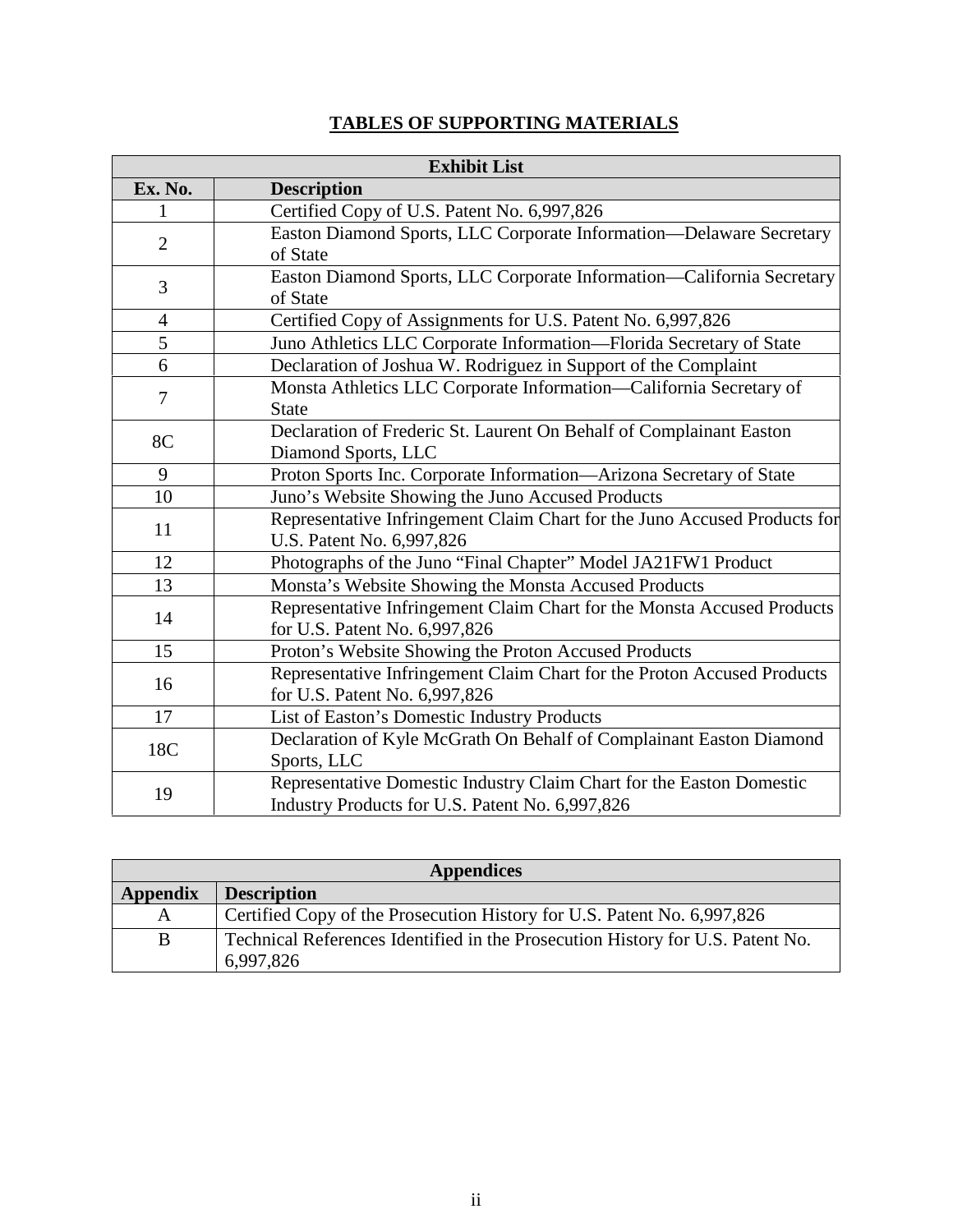## TABLES OF SUPPORTING MATERIALS

| Exhibit List | |
|---|---|
| **Ex. No.** | **Description** |
| 1 | Certified Copy of U.S. Patent No. 6,997,826 |
| 2 | Easton Diamond Sports, LLC Corporate Information—Delaware Secretary of State |
| 3 | Easton Diamond Sports, LLC Corporate Information—California Secretary of State |
| 4 | Certified Copy of Assignments for U.S. Patent No. 6,997,826 |
| 5 | Juno Athletics LLC Corporate Information—Florida Secretary of State |
| 6 | Declaration of Joshua W. Rodriguez in Support of the Complaint |
| 7 | Monsta Athletics LLC Corporate Information—California Secretary of State |
| 8C | Declaration of Frederic St. Laurent On Behalf of Complainant Easton Diamond Sports, LLC |
| 9 | Proton Sports Inc. Corporate Information—Arizona Secretary of State |
| 10 | Juno's Website Showing the Juno Accused Products |
| 11 | Representative Infringement Claim Chart for the Juno Accused Products for U.S. Patent No. 6,997,826 |
| 12 | Photographs of the Juno "Final Chapter" Model JA21FW1 Product |
| 13 | Monsta's Website Showing the Monsta Accused Products |
| 14 | Representative Infringement Claim Chart for the Monsta Accused Products for U.S. Patent No. 6,997,826 |
| 15 | Proton's Website Showing the Proton Accused Products |
| 16 | Representative Infringement Claim Chart for the Proton Accused Products for U.S. Patent No. 6,997,826 |
| 17 | List of Easton's Domestic Industry Products |
| 18C | Declaration of Kyle McGrath On Behalf of Complainant Easton Diamond Sports, LLC |
| 19 | Representative Domestic Industry Claim Chart for the Easton Domestic Industry Products for U.S. Patent No. 6,997,826 |

| Appendices | |
|---|---|
| **Appendix** | **Description** |
| A | Certified Copy of the Prosecution History for U.S. Patent No. 6,997,826 |
| B | Technical References Identified in the Prosecution History for U.S. Patent No. 6,997,826 |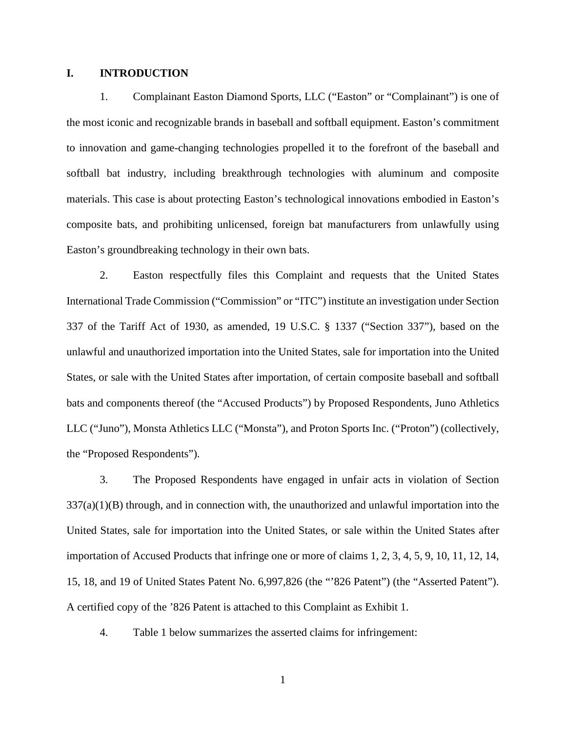## I. INTRODUCTION

1. Complainant Easton Diamond Sports, LLC ("Easton" or "Complainant") is one of the most iconic and recognizable brands in baseball and softball equipment. Easton's commitment to innovation and game-changing technologies propelled it to the forefront of the baseball and softball bat industry, including breakthrough technologies with aluminum and composite materials. This case is about protecting Easton's technological innovations embodied in Easton's composite bats, and prohibiting unlicensed, foreign bat manufacturers from unlawfully using Easton's groundbreaking technology in their own bats.

2. Easton respectfully files this Complaint and requests that the United States International Trade Commission ("Commission" or "ITC") institute an investigation under Section 337 of the Tariff Act of 1930, as amended, 19 U.S.C. § 1337 ("Section 337"), based on the unlawful and unauthorized importation into the United States, sale for importation into the United States, or sale with the United States after importation, of certain composite baseball and softball bats and components thereof (the "Accused Products") by Proposed Respondents, Juno Athletics LLC ("Juno"), Monsta Athletics LLC ("Monsta"), and Proton Sports Inc. ("Proton") (collectively, the "Proposed Respondents").

3. The Proposed Respondents have engaged in unfair acts in violation of Section 337(a)(1)(B) through, and in connection with, the unauthorized and unlawful importation into the United States, sale for importation into the United States, or sale within the United States after importation of Accused Products that infringe one or more of claims 1, 2, 3, 4, 5, 9, 10, 11, 12, 14, 15, 18, and 19 of United States Patent No. 6,997,826 (the "'826 Patent") (the "Asserted Patent"). A certified copy of the '826 Patent is attached to this Complaint as Exhibit 1.

4. Table 1 below summarizes the asserted claims for infringement: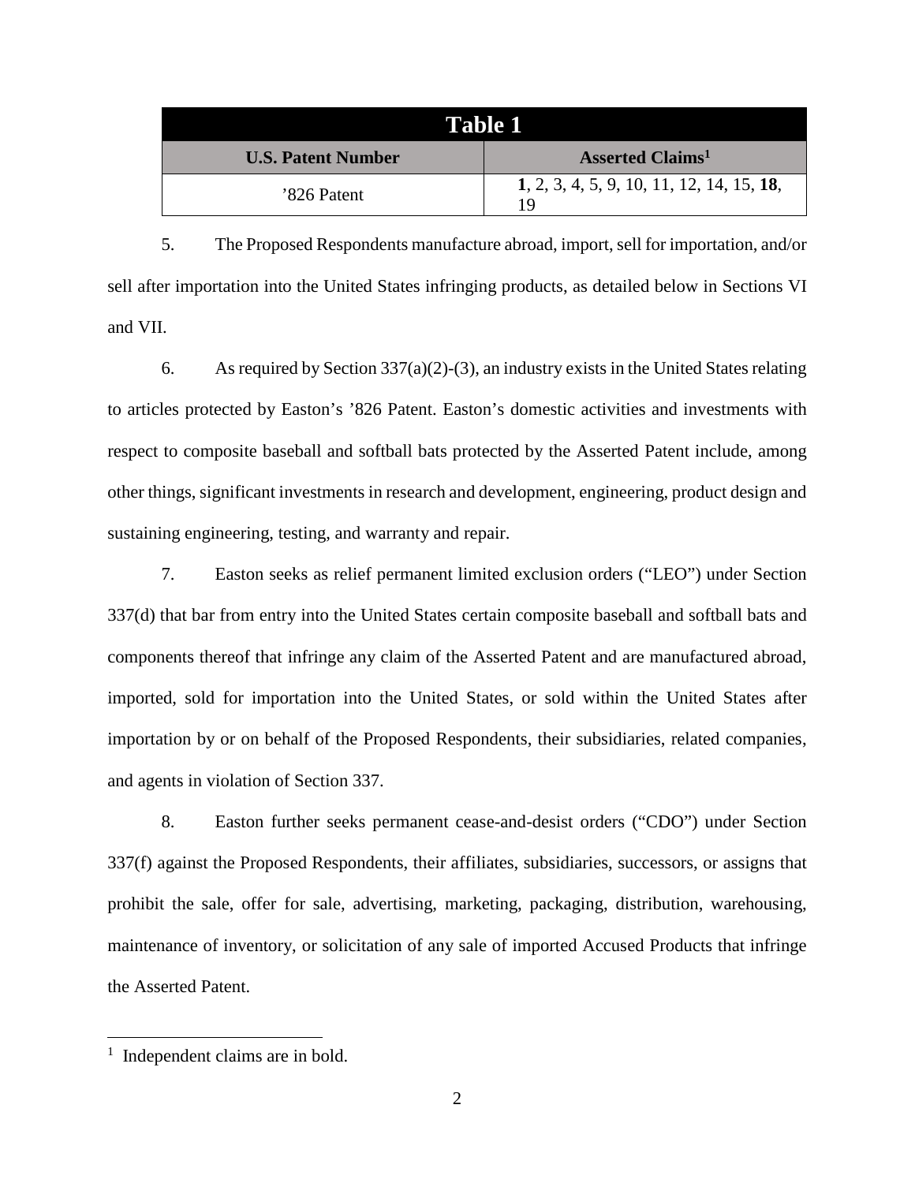| Table 1 | |
|---|---|
| **U.S. Patent Number** | **Asserted Claims[1]** |
| ’826 Patent | **1**, 2, 3, 4, 5, 9, 10, 11, 12, 14, 15, **18**, 19 |

5. The Proposed Respondents manufacture abroad, import, sell for importation, and/or sell after importation into the United States infringing products, as detailed below in Sections VI and VII.

6. As required by Section 337(a)(2)-(3), an industry exists in the United States relating to articles protected by Easton’s ’826 Patent. Easton’s domestic activities and investments with respect to composite baseball and softball bats protected by the Asserted Patent include, among other things, significant investments in research and development, engineering, product design and sustaining engineering, testing, and warranty and repair.

7. Easton seeks as relief permanent limited exclusion orders (“LEO”) under Section 337(d) that bar from entry into the United States certain composite baseball and softball bats and components thereof that infringe any claim of the Asserted Patent and are manufactured abroad, imported, sold for importation into the United States, or sold within the United States after importation by or on behalf of the Proposed Respondents, their subsidiaries, related companies, and agents in violation of Section 337.

8. Easton further seeks permanent cease-and-desist orders (“CDO”) under Section 337(f) against the Proposed Respondents, their affiliates, subsidiaries, successors, or assigns that prohibit the sale, offer for sale, advertising, marketing, packaging, distribution, warehousing, maintenance of inventory, or solicitation of any sale of imported Accused Products that infringe the Asserted Patent.

---

[1] Independent claims are in bold.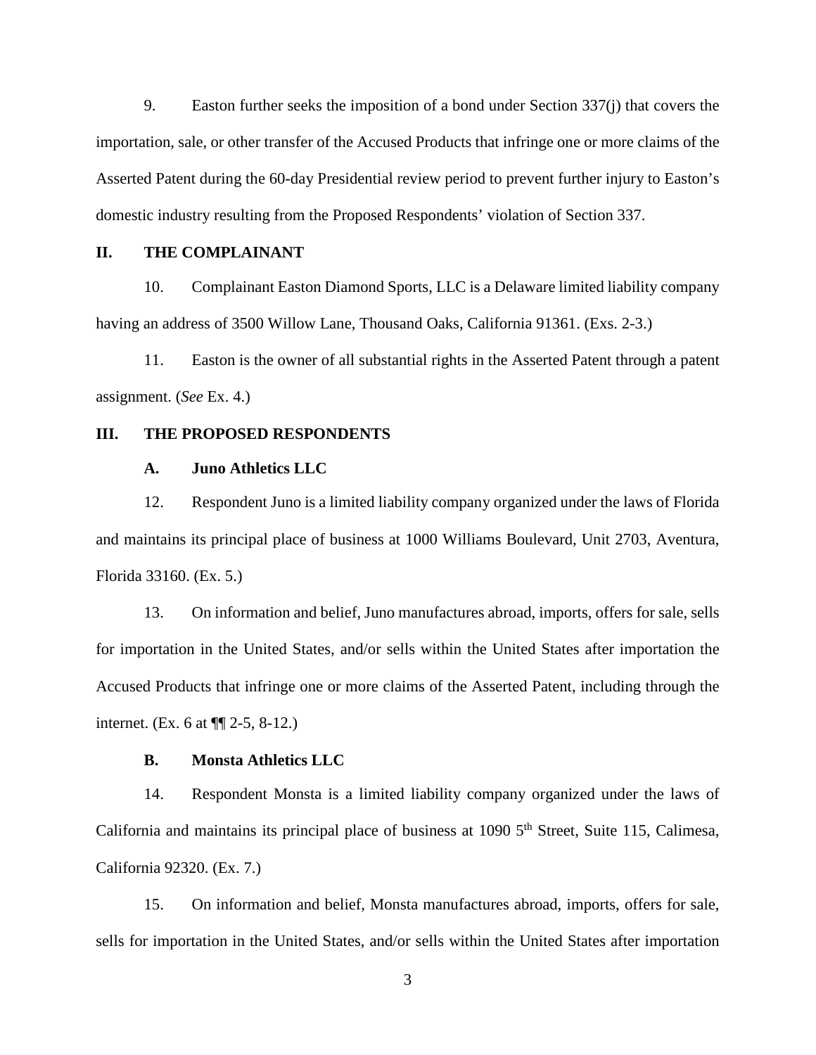9. Easton further seeks the imposition of a bond under Section 337(j) that covers the importation, sale, or other transfer of the Accused Products that infringe one or more claims of the Asserted Patent during the 60-day Presidential review period to prevent further injury to Easton's domestic industry resulting from the Proposed Respondents' violation of Section 337.

## II. THE COMPLAINANT

10. Complainant Easton Diamond Sports, LLC is a Delaware limited liability company having an address of 3500 Willow Lane, Thousand Oaks, California 91361. (Exs. 2-3.)

11. Easton is the owner of all substantial rights in the Asserted Patent through a patent assignment. (*See* Ex. 4.)

## III. THE PROPOSED RESPONDENTS

### A. Juno Athletics LLC

12. Respondent Juno is a limited liability company organized under the laws of Florida and maintains its principal place of business at 1000 Williams Boulevard, Unit 2703, Aventura, Florida 33160. (Ex. 5.)

13. On information and belief, Juno manufactures abroad, imports, offers for sale, sells for importation in the United States, and/or sells within the United States after importation the Accused Products that infringe one or more claims of the Asserted Patent, including through the internet. (Ex. 6 at ¶¶ 2-5, 8-12.)

### B. Monsta Athletics LLC

14. Respondent Monsta is a limited liability company organized under the laws of California and maintains its principal place of business at 1090 5th Street, Suite 115, Calimesa, California 92320. (Ex. 7.)

15. On information and belief, Monsta manufactures abroad, imports, offers for sale, sells for importation in the United States, and/or sells within the United States after importation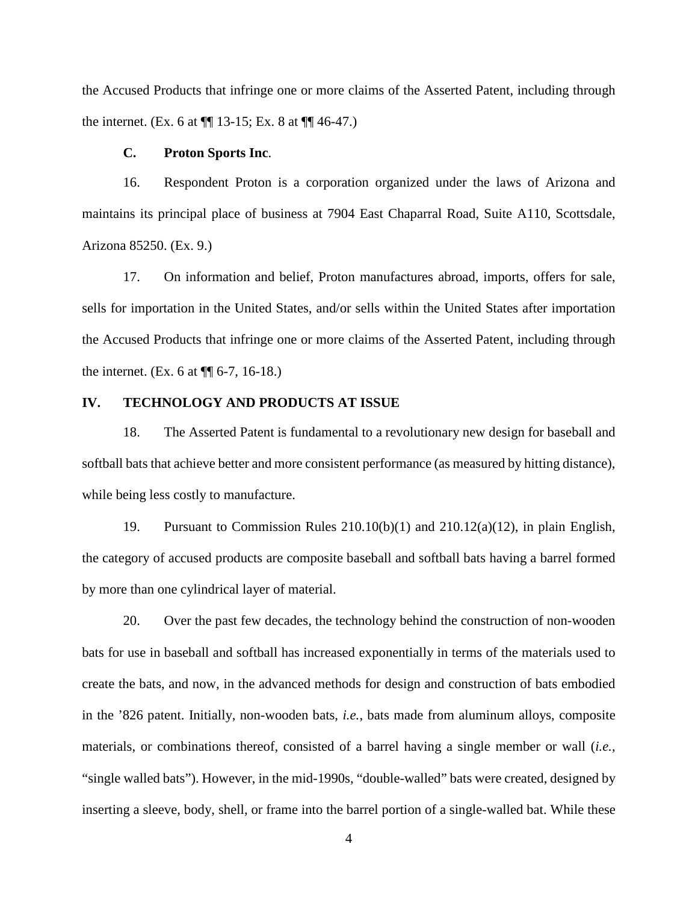the Accused Products that infringe one or more claims of the Asserted Patent, including through the internet. (Ex. 6 at ¶¶ 13-15; Ex. 8 at ¶¶ 46-47.)

### C. Proton Sports Inc.

16. Respondent Proton is a corporation organized under the laws of Arizona and maintains its principal place of business at 7904 East Chaparral Road, Suite A110, Scottsdale, Arizona 85250. (Ex. 9.)

17. On information and belief, Proton manufactures abroad, imports, offers for sale, sells for importation in the United States, and/or sells within the United States after importation the Accused Products that infringe one or more claims of the Asserted Patent, including through the internet. (Ex. 6 at ¶¶ 6-7, 16-18.)

## IV. TECHNOLOGY AND PRODUCTS AT ISSUE

18. The Asserted Patent is fundamental to a revolutionary new design for baseball and softball bats that achieve better and more consistent performance (as measured by hitting distance), while being less costly to manufacture.

19. Pursuant to Commission Rules 210.10(b)(1) and 210.12(a)(12), in plain English, the category of accused products are composite baseball and softball bats having a barrel formed by more than one cylindrical layer of material.

20. Over the past few decades, the technology behind the construction of non-wooden bats for use in baseball and softball has increased exponentially in terms of the materials used to create the bats, and now, in the advanced methods for design and construction of bats embodied in the ’826 patent. Initially, non-wooden bats, *i.e.*, bats made from aluminum alloys, composite materials, or combinations thereof, consisted of a barrel having a single member or wall (*i.e.*, “single walled bats”). However, in the mid-1990s, “double-walled” bats were created, designed by inserting a sleeve, body, shell, or frame into the barrel portion of a single-walled bat. While these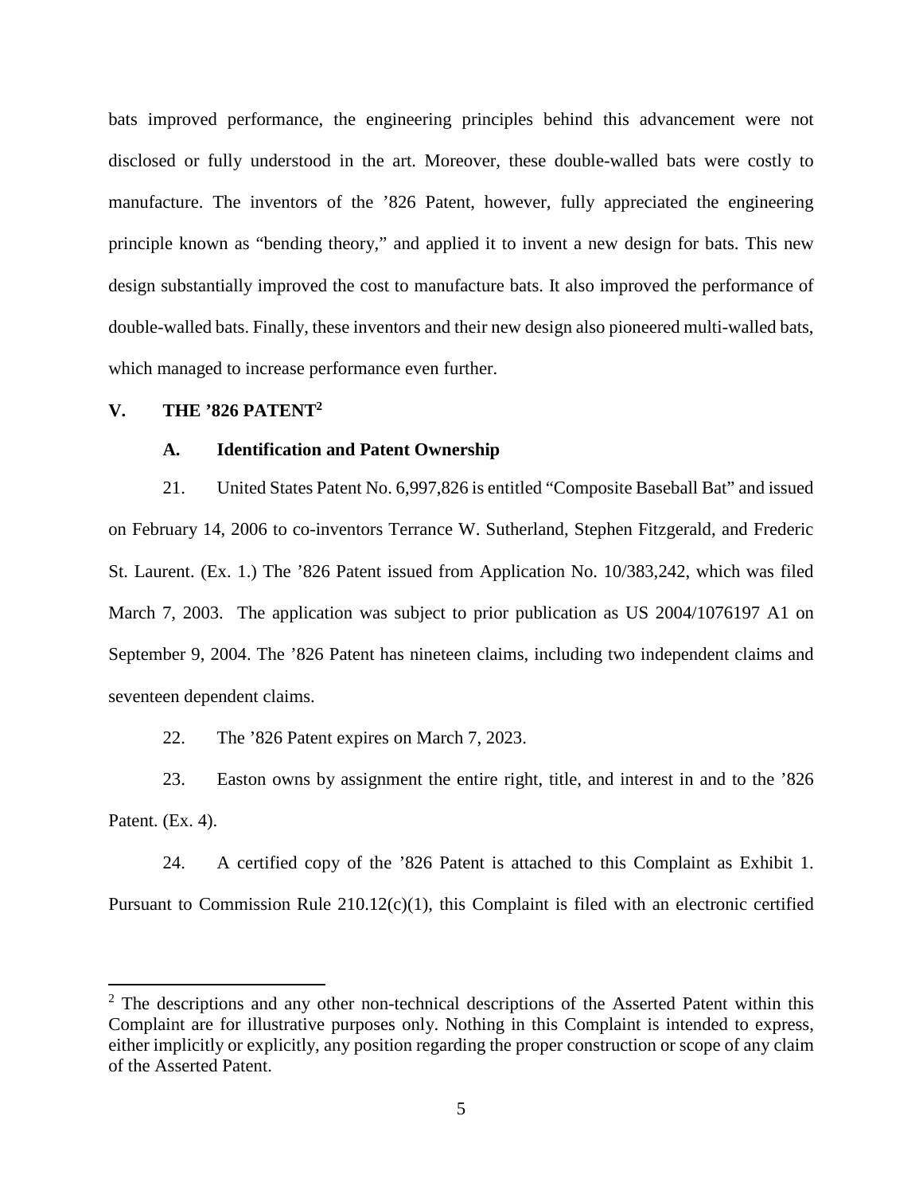bats improved performance, the engineering principles behind this advancement were not disclosed or fully understood in the art. Moreover, these double-walled bats were costly to manufacture. The inventors of the ’826 Patent, however, fully appreciated the engineering principle known as “bending theory,” and applied it to invent a new design for bats. This new design substantially improved the cost to manufacture bats. It also improved the performance of double-walled bats. Finally, these inventors and their new design also pioneered multi-walled bats, which managed to increase performance even further.

## V. THE ’826 PATENT[2]

### A. Identification and Patent Ownership

21. United States Patent No. 6,997,826 is entitled “Composite Baseball Bat” and issued on February 14, 2006 to co-inventors Terrance W. Sutherland, Stephen Fitzgerald, and Frederic St. Laurent. (Ex. 1.) The ’826 Patent issued from Application No. 10/383,242, which was filed March 7, 2003. The application was subject to prior publication as US 2004/1076197 A1 on September 9, 2004. The ’826 Patent has nineteen claims, including two independent claims and seventeen dependent claims.

22. The ’826 Patent expires on March 7, 2023.

23. Easton owns by assignment the entire right, title, and interest in and to the ’826 Patent. (Ex. 4).

24. A certified copy of the ’826 Patent is attached to this Complaint as Exhibit 1. Pursuant to Commission Rule 210.12(c)(1), this Complaint is filed with an electronic certified

---

[2] The descriptions and any other non-technical descriptions of the Asserted Patent within this Complaint are for illustrative purposes only. Nothing in this Complaint is intended to express, either implicitly or explicitly, any position regarding the proper construction or scope of any claim of the Asserted Patent.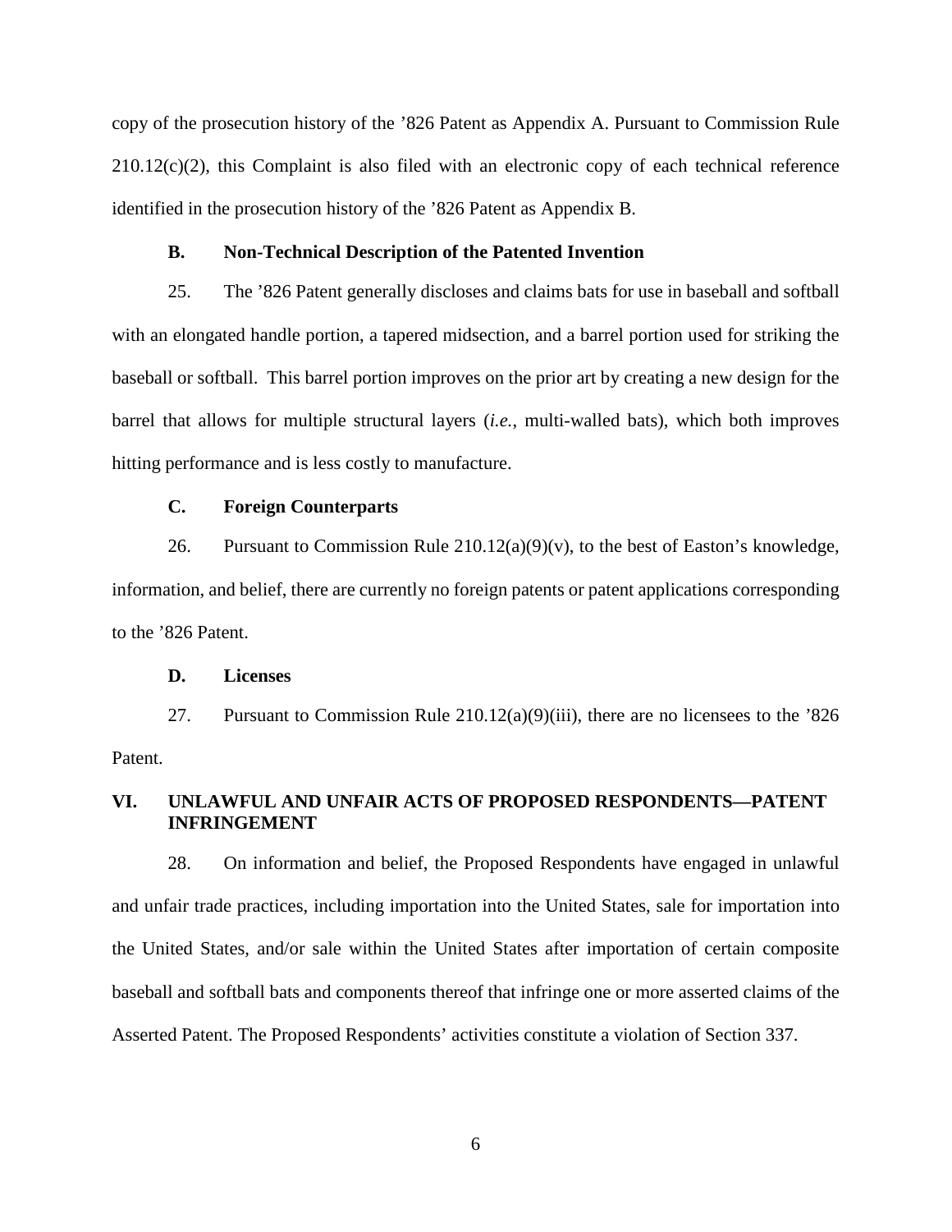copy of the prosecution history of the ’826 Patent as Appendix A. Pursuant to Commission Rule 210.12(c)(2), this Complaint is also filed with an electronic copy of each technical reference identified in the prosecution history of the ’826 Patent as Appendix B.

### B. Non-Technical Description of the Patented Invention

25. The ’826 Patent generally discloses and claims bats for use in baseball and softball with an elongated handle portion, a tapered midsection, and a barrel portion used for striking the baseball or softball. This barrel portion improves on the prior art by creating a new design for the barrel that allows for multiple structural layers (*i.e.*, multi-walled bats), which both improves hitting performance and is less costly to manufacture.

### C. Foreign Counterparts

26. Pursuant to Commission Rule 210.12(a)(9)(v), to the best of Easton’s knowledge, information, and belief, there are currently no foreign patents or patent applications corresponding to the ’826 Patent.

### D. Licenses

27. Pursuant to Commission Rule 210.12(a)(9)(iii), there are no licensees to the ’826 Patent.

## VI. UNLAWFUL AND UNFAIR ACTS OF PROPOSED RESPONDENTS—PATENT INFRINGEMENT

28. On information and belief, the Proposed Respondents have engaged in unlawful and unfair trade practices, including importation into the United States, sale for importation into the United States, and/or sale within the United States after importation of certain composite baseball and softball bats and components thereof that infringe one or more asserted claims of the Asserted Patent. The Proposed Respondents’ activities constitute a violation of Section 337.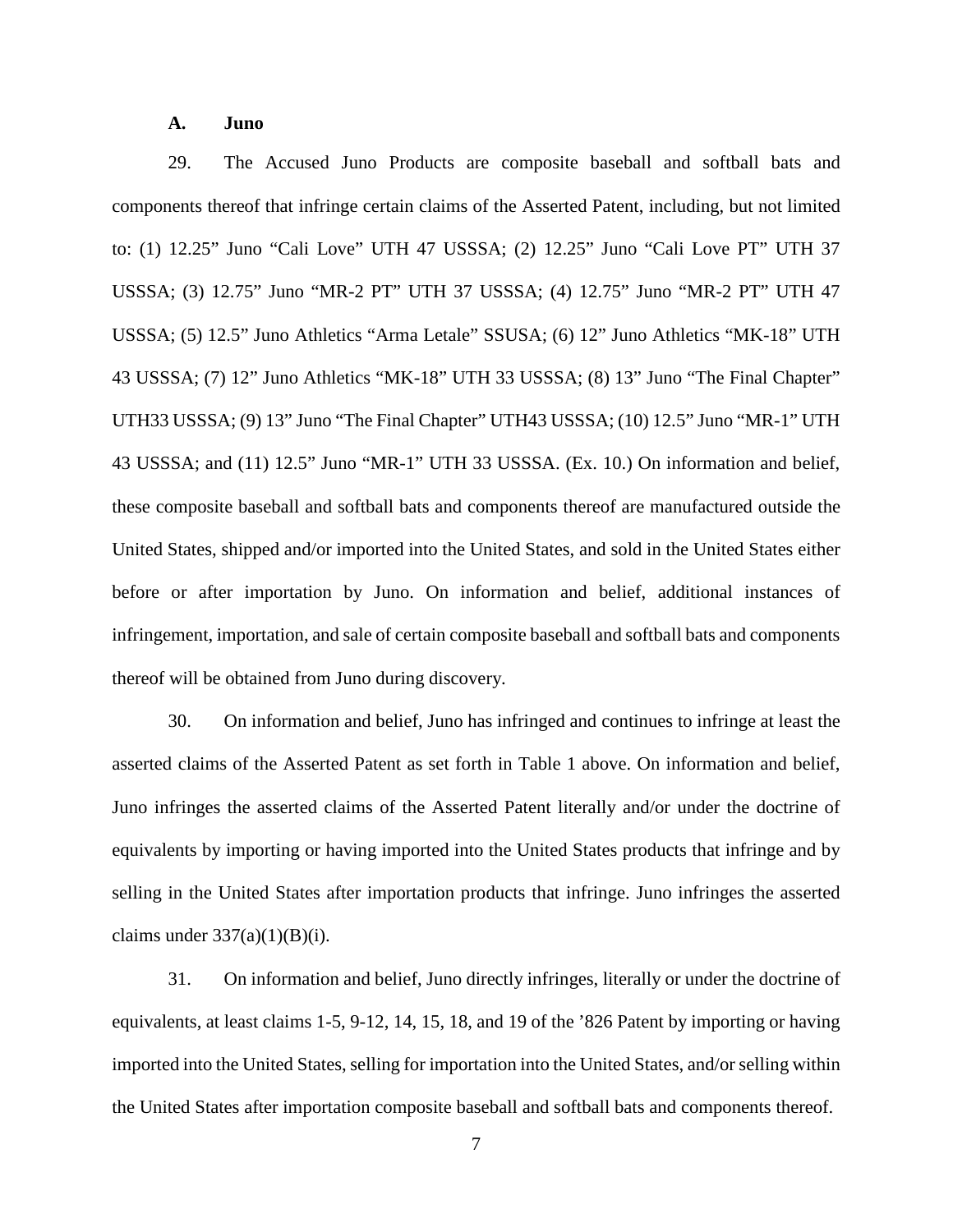### A. Juno

29. The Accused Juno Products are composite baseball and softball bats and components thereof that infringe certain claims of the Asserted Patent, including, but not limited to: (1) 12.25" Juno "Cali Love" UTH 47 USSSA; (2) 12.25" Juno "Cali Love PT" UTH 37 USSSA; (3) 12.75" Juno "MR-2 PT" UTH 37 USSSA; (4) 12.75" Juno "MR-2 PT" UTH 47 USSSA; (5) 12.5" Juno Athletics "Arma Letale" SSUSA; (6) 12" Juno Athletics "MK-18" UTH 43 USSSA; (7) 12" Juno Athletics "MK-18" UTH 33 USSSA; (8) 13" Juno "The Final Chapter" UTH33 USSSA; (9) 13" Juno "The Final Chapter" UTH43 USSSA; (10) 12.5" Juno "MR-1" UTH 43 USSSA; and (11) 12.5" Juno "MR-1" UTH 33 USSSA. (Ex. 10.) On information and belief, these composite baseball and softball bats and components thereof are manufactured outside the United States, shipped and/or imported into the United States, and sold in the United States either before or after importation by Juno. On information and belief, additional instances of infringement, importation, and sale of certain composite baseball and softball bats and components thereof will be obtained from Juno during discovery.

30. On information and belief, Juno has infringed and continues to infringe at least the asserted claims of the Asserted Patent as set forth in Table 1 above. On information and belief, Juno infringes the asserted claims of the Asserted Patent literally and/or under the doctrine of equivalents by importing or having imported into the United States products that infringe and by selling in the United States after importation products that infringe. Juno infringes the asserted claims under 337(a)(1)(B)(i).

31. On information and belief, Juno directly infringes, literally or under the doctrine of equivalents, at least claims 1-5, 9-12, 14, 15, 18, and 19 of the '826 Patent by importing or having imported into the United States, selling for importation into the United States, and/or selling within the United States after importation composite baseball and softball bats and components thereof.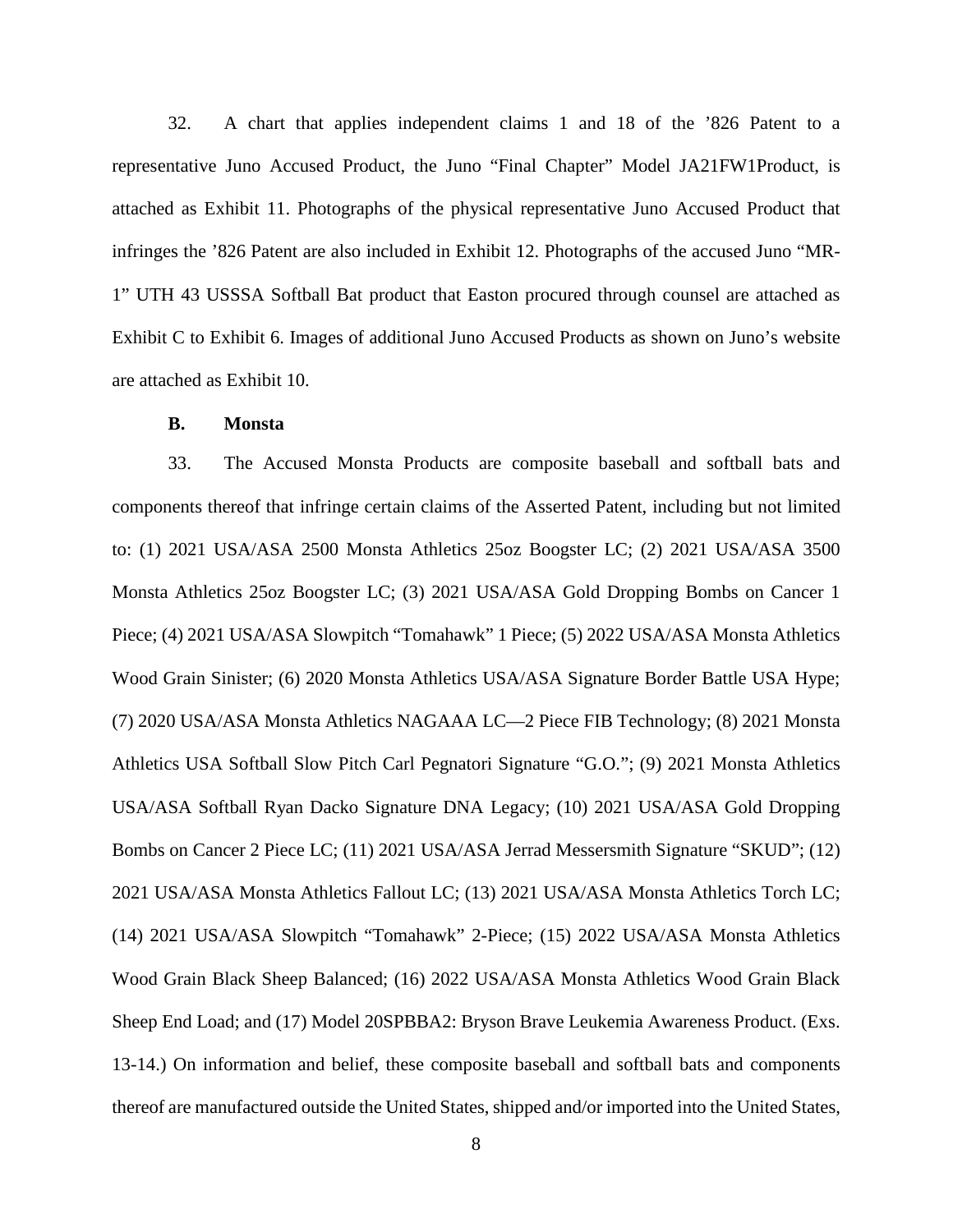32. A chart that applies independent claims 1 and 18 of the '826 Patent to a representative Juno Accused Product, the Juno "Final Chapter" Model JA21FW1Product, is attached as Exhibit 11. Photographs of the physical representative Juno Accused Product that infringes the '826 Patent are also included in Exhibit 12. Photographs of the accused Juno "MR-1" UTH 43 USSSA Softball Bat product that Easton procured through counsel are attached as Exhibit C to Exhibit 6. Images of additional Juno Accused Products as shown on Juno's website are attached as Exhibit 10.

**B. Monsta**

33. The Accused Monsta Products are composite baseball and softball bats and components thereof that infringe certain claims of the Asserted Patent, including but not limited to: (1) 2021 USA/ASA 2500 Monsta Athletics 25oz Boogster LC; (2) 2021 USA/ASA 3500 Monsta Athletics 25oz Boogster LC; (3) 2021 USA/ASA Gold Dropping Bombs on Cancer 1 Piece; (4) 2021 USA/ASA Slowpitch "Tomahawk" 1 Piece; (5) 2022 USA/ASA Monsta Athletics Wood Grain Sinister; (6) 2020 Monsta Athletics USA/ASA Signature Border Battle USA Hype; (7) 2020 USA/ASA Monsta Athletics NAGAAA LC—2 Piece FIB Technology; (8) 2021 Monsta Athletics USA Softball Slow Pitch Carl Pegnatori Signature "G.O."; (9) 2021 Monsta Athletics USA/ASA Softball Ryan Dacko Signature DNA Legacy; (10) 2021 USA/ASA Gold Dropping Bombs on Cancer 2 Piece LC; (11) 2021 USA/ASA Jerrad Messersmith Signature "SKUD"; (12) 2021 USA/ASA Monsta Athletics Fallout LC; (13) 2021 USA/ASA Monsta Athletics Torch LC; (14) 2021 USA/ASA Slowpitch "Tomahawk" 2-Piece; (15) 2022 USA/ASA Monsta Athletics Wood Grain Black Sheep Balanced; (16) 2022 USA/ASA Monsta Athletics Wood Grain Black Sheep End Load; and (17) Model 20SPBBA2: Bryson Brave Leukemia Awareness Product. (Exs. 13-14.) On information and belief, these composite baseball and softball bats and components thereof are manufactured outside the United States, shipped and/or imported into the United States,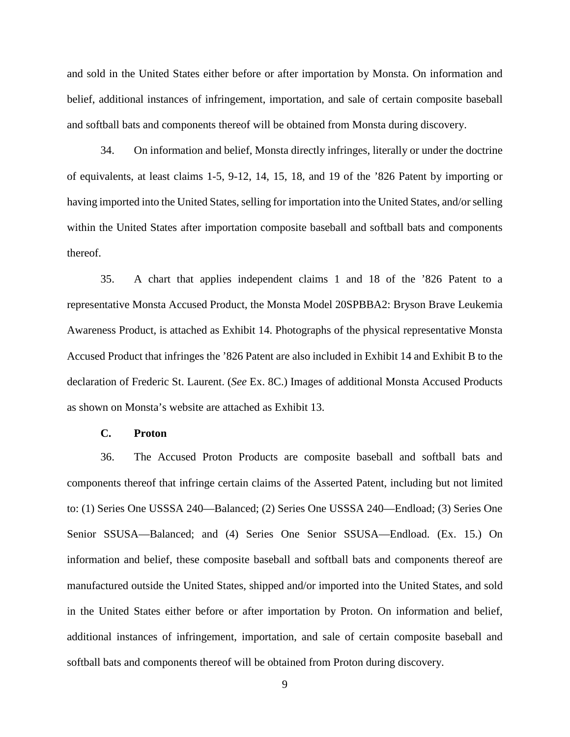and sold in the United States either before or after importation by Monsta. On information and belief, additional instances of infringement, importation, and sale of certain composite baseball and softball bats and components thereof will be obtained from Monsta during discovery.

34. On information and belief, Monsta directly infringes, literally or under the doctrine of equivalents, at least claims 1-5, 9-12, 14, 15, 18, and 19 of the ’826 Patent by importing or having imported into the United States, selling for importation into the United States, and/or selling within the United States after importation composite baseball and softball bats and components thereof.

35. A chart that applies independent claims 1 and 18 of the ’826 Patent to a representative Monsta Accused Product, the Monsta Model 20SPBBA2: Bryson Brave Leukemia Awareness Product, is attached as Exhibit 14. Photographs of the physical representative Monsta Accused Product that infringes the ’826 Patent are also included in Exhibit 14 and Exhibit B to the declaration of Frederic St. Laurent. (*See* Ex. 8C.) Images of additional Monsta Accused Products as shown on Monsta’s website are attached as Exhibit 13.

### C. Proton

36. The Accused Proton Products are composite baseball and softball bats and components thereof that infringe certain claims of the Asserted Patent, including but not limited to: (1) Series One USSSA 240—Balanced; (2) Series One USSSA 240—Endload; (3) Series One Senior SSUSA—Balanced; and (4) Series One Senior SSUSA—Endload. (Ex. 15.) On information and belief, these composite baseball and softball bats and components thereof are manufactured outside the United States, shipped and/or imported into the United States, and sold in the United States either before or after importation by Proton. On information and belief, additional instances of infringement, importation, and sale of certain composite baseball and softball bats and components thereof will be obtained from Proton during discovery.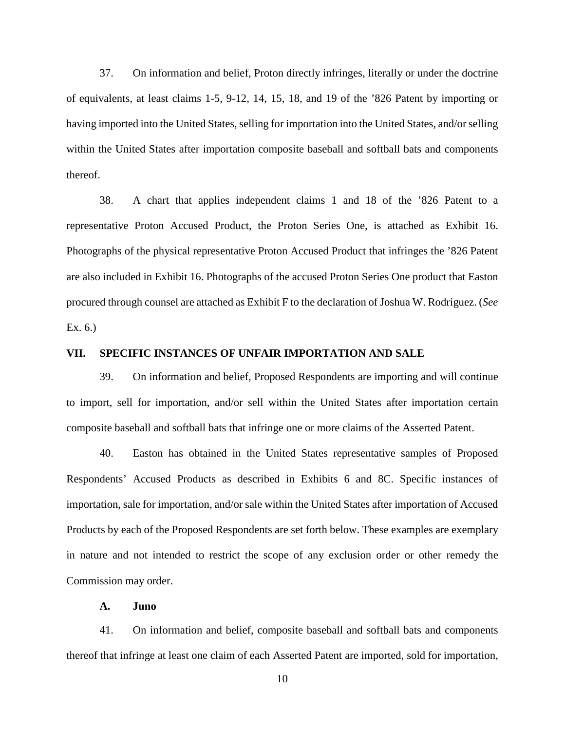37. On information and belief, Proton directly infringes, literally or under the doctrine of equivalents, at least claims 1-5, 9-12, 14, 15, 18, and 19 of the ’826 Patent by importing or having imported into the United States, selling for importation into the United States, and/or selling within the United States after importation composite baseball and softball bats and components thereof.

38. A chart that applies independent claims 1 and 18 of the ’826 Patent to a representative Proton Accused Product, the Proton Series One, is attached as Exhibit 16. Photographs of the physical representative Proton Accused Product that infringes the ’826 Patent are also included in Exhibit 16. Photographs of the accused Proton Series One product that Easton procured through counsel are attached as Exhibit F to the declaration of Joshua W. Rodriguez. (*See* Ex. 6.)

## VII. SPECIFIC INSTANCES OF UNFAIR IMPORTATION AND SALE

39. On information and belief, Proposed Respondents are importing and will continue to import, sell for importation, and/or sell within the United States after importation certain composite baseball and softball bats that infringe one or more claims of the Asserted Patent.

40. Easton has obtained in the United States representative samples of Proposed Respondents’ Accused Products as described in Exhibits 6 and 8C. Specific instances of importation, sale for importation, and/or sale within the United States after importation of Accused Products by each of the Proposed Respondents are set forth below. These examples are exemplary in nature and not intended to restrict the scope of any exclusion order or other remedy the Commission may order.

### A. Juno

41. On information and belief, composite baseball and softball bats and components thereof that infringe at least one claim of each Asserted Patent are imported, sold for importation,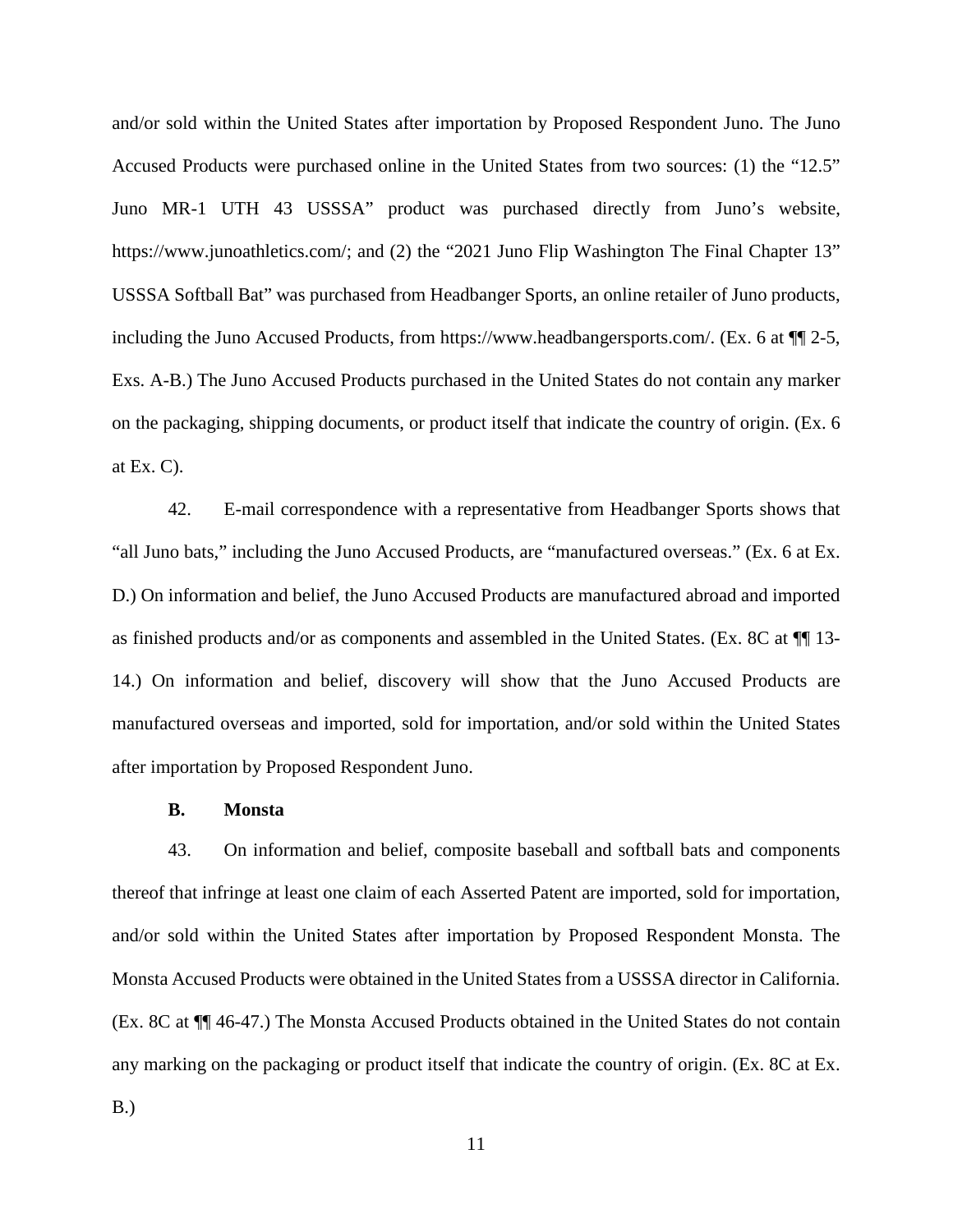and/or sold within the United States after importation by Proposed Respondent Juno. The Juno Accused Products were purchased online in the United States from two sources: (1) the "12.5" Juno MR-1 UTH 43 USSSA" product was purchased directly from Juno's website, https://www.junoathletics.com/; and (2) the "2021 Juno Flip Washington The Final Chapter 13" USSSA Softball Bat" was purchased from Headbanger Sports, an online retailer of Juno products, including the Juno Accused Products, from https://www.headbangersports.com/. (Ex. 6 at ¶¶ 2-5, Exs. A-B.) The Juno Accused Products purchased in the United States do not contain any marker on the packaging, shipping documents, or product itself that indicate the country of origin. (Ex. 6 at Ex. C).

42. E-mail correspondence with a representative from Headbanger Sports shows that "all Juno bats," including the Juno Accused Products, are "manufactured overseas." (Ex. 6 at Ex. D.) On information and belief, the Juno Accused Products are manufactured abroad and imported as finished products and/or as components and assembled in the United States. (Ex. 8C at ¶¶ 13-14.) On information and belief, discovery will show that the Juno Accused Products are manufactured overseas and imported, sold for importation, and/or sold within the United States after importation by Proposed Respondent Juno.

**B. Monsta**

43. On information and belief, composite baseball and softball bats and components thereof that infringe at least one claim of each Asserted Patent are imported, sold for importation, and/or sold within the United States after importation by Proposed Respondent Monsta. The Monsta Accused Products were obtained in the United States from a USSSA director in California. (Ex. 8C at ¶¶ 46-47.) The Monsta Accused Products obtained in the United States do not contain any marking on the packaging or product itself that indicate the country of origin. (Ex. 8C at Ex. B.)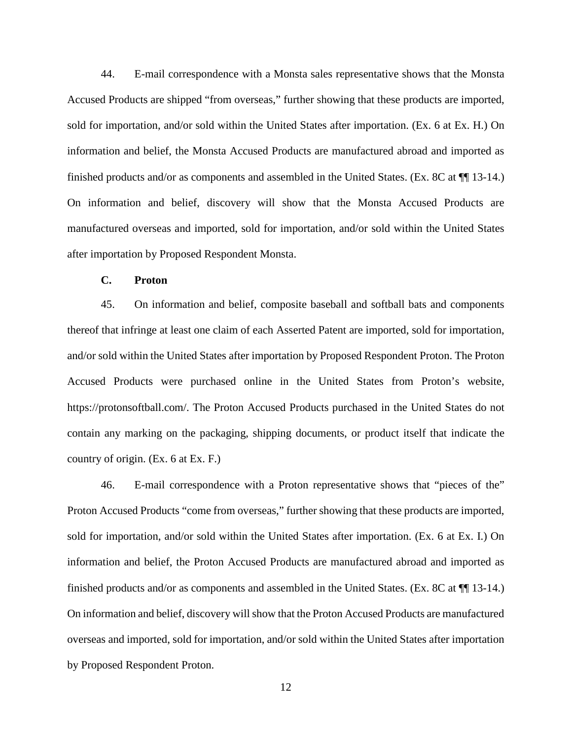44. E-mail correspondence with a Monsta sales representative shows that the Monsta Accused Products are shipped "from overseas," further showing that these products are imported, sold for importation, and/or sold within the United States after importation. (Ex. 6 at Ex. H.) On information and belief, the Monsta Accused Products are manufactured abroad and imported as finished products and/or as components and assembled in the United States. (Ex. 8C at ¶¶ 13-14.) On information and belief, discovery will show that the Monsta Accused Products are manufactured overseas and imported, sold for importation, and/or sold within the United States after importation by Proposed Respondent Monsta.

### C. Proton

45. On information and belief, composite baseball and softball bats and components thereof that infringe at least one claim of each Asserted Patent are imported, sold for importation, and/or sold within the United States after importation by Proposed Respondent Proton. The Proton Accused Products were purchased online in the United States from Proton's website, https://protonsoftball.com/. The Proton Accused Products purchased in the United States do not contain any marking on the packaging, shipping documents, or product itself that indicate the country of origin. (Ex. 6 at Ex. F.)

46. E-mail correspondence with a Proton representative shows that "pieces of the" Proton Accused Products "come from overseas," further showing that these products are imported, sold for importation, and/or sold within the United States after importation. (Ex. 6 at Ex. I.) On information and belief, the Proton Accused Products are manufactured abroad and imported as finished products and/or as components and assembled in the United States. (Ex. 8C at ¶¶ 13-14.) On information and belief, discovery will show that the Proton Accused Products are manufactured overseas and imported, sold for importation, and/or sold within the United States after importation by Proposed Respondent Proton.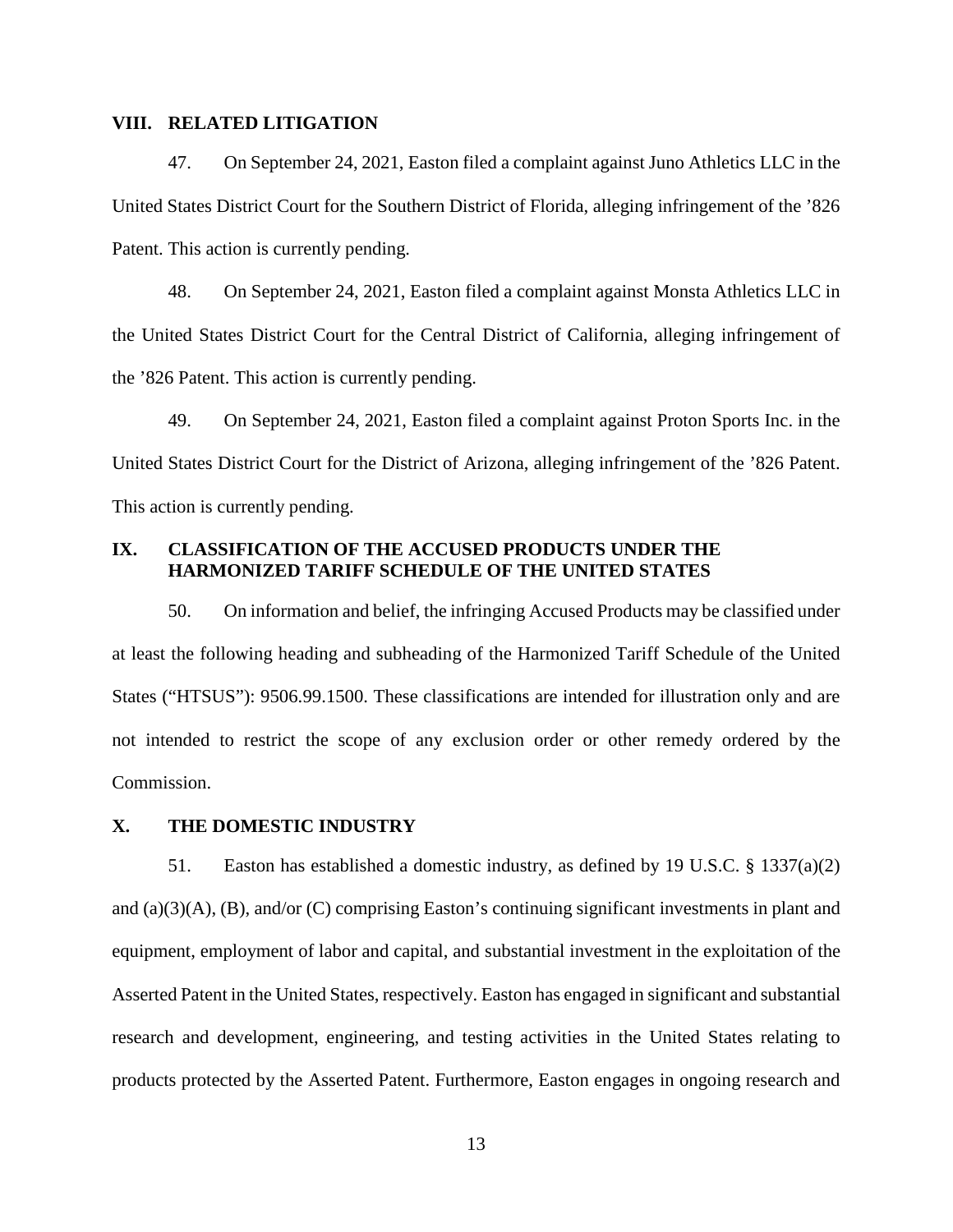## VIII. RELATED LITIGATION

47. On September 24, 2021, Easton filed a complaint against Juno Athletics LLC in the United States District Court for the Southern District of Florida, alleging infringement of the ’826 Patent. This action is currently pending.

48. On September 24, 2021, Easton filed a complaint against Monsta Athletics LLC in the United States District Court for the Central District of California, alleging infringement of the ’826 Patent. This action is currently pending.

49. On September 24, 2021, Easton filed a complaint against Proton Sports Inc. in the United States District Court for the District of Arizona, alleging infringement of the ’826 Patent. This action is currently pending.

## IX. CLASSIFICATION OF THE ACCUSED PRODUCTS UNDER THE HARMONIZED TARIFF SCHEDULE OF THE UNITED STATES

50. On information and belief, the infringing Accused Products may be classified under at least the following heading and subheading of the Harmonized Tariff Schedule of the United States (“HTSUS”): 9506.99.1500. These classifications are intended for illustration only and are not intended to restrict the scope of any exclusion order or other remedy ordered by the Commission.

## X. THE DOMESTIC INDUSTRY

51. Easton has established a domestic industry, as defined by 19 U.S.C. § 1337(a)(2) and (a)(3)(A), (B), and/or (C) comprising Easton’s continuing significant investments in plant and equipment, employment of labor and capital, and substantial investment in the exploitation of the Asserted Patent in the United States, respectively. Easton has engaged in significant and substantial research and development, engineering, and testing activities in the United States relating to products protected by the Asserted Patent. Furthermore, Easton engages in ongoing research and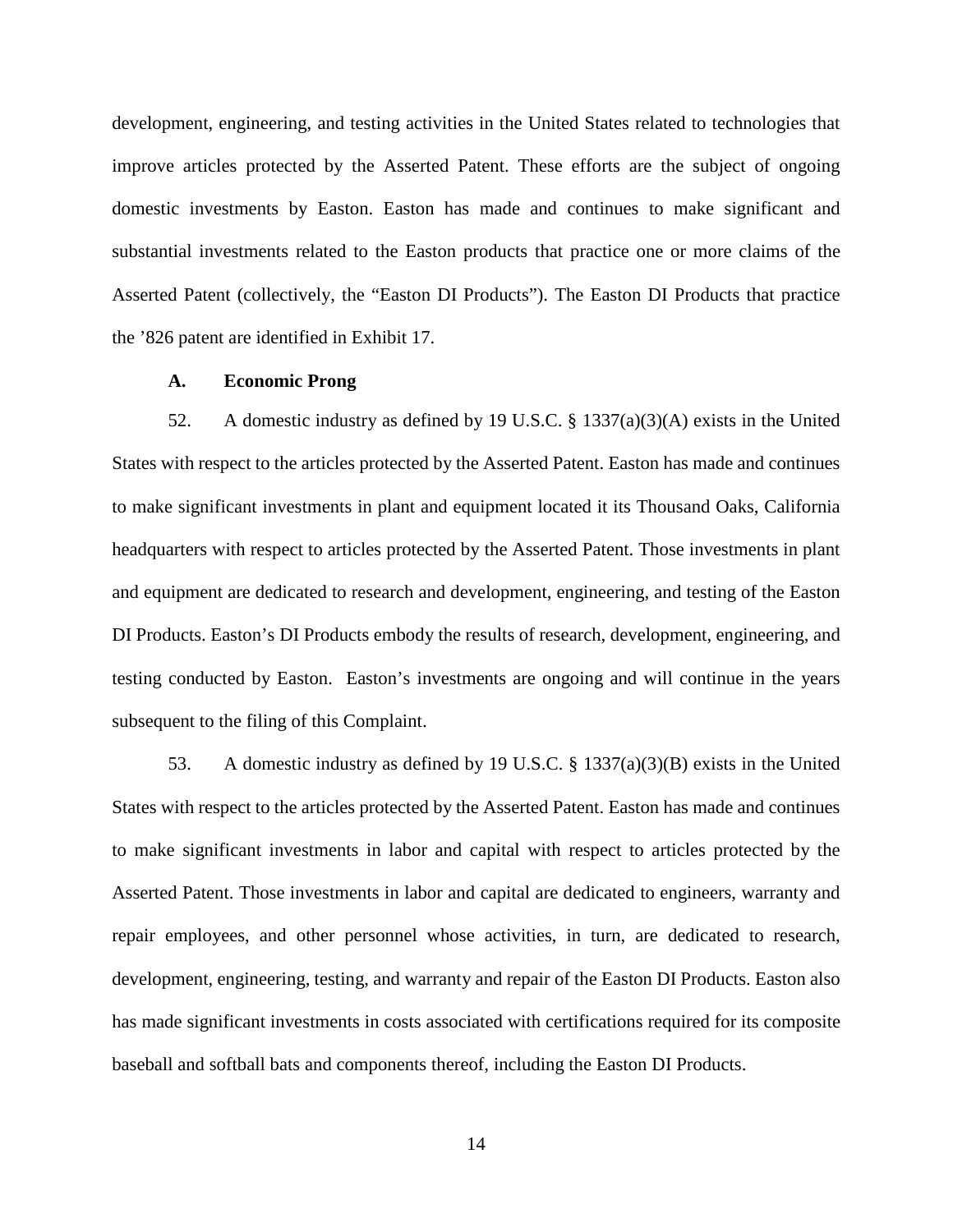development, engineering, and testing activities in the United States related to technologies that improve articles protected by the Asserted Patent. These efforts are the subject of ongoing domestic investments by Easton. Easton has made and continues to make significant and substantial investments related to the Easton products that practice one or more claims of the Asserted Patent (collectively, the "Easton DI Products"). The Easton DI Products that practice the '826 patent are identified in Exhibit 17.

### A. Economic Prong

52. A domestic industry as defined by 19 U.S.C. § 1337(a)(3)(A) exists in the United States with respect to the articles protected by the Asserted Patent. Easton has made and continues to make significant investments in plant and equipment located it its Thousand Oaks, California headquarters with respect to articles protected by the Asserted Patent. Those investments in plant and equipment are dedicated to research and development, engineering, and testing of the Easton DI Products. Easton's DI Products embody the results of research, development, engineering, and testing conducted by Easton. Easton's investments are ongoing and will continue in the years subsequent to the filing of this Complaint.

53. A domestic industry as defined by 19 U.S.C. § 1337(a)(3)(B) exists in the United States with respect to the articles protected by the Asserted Patent. Easton has made and continues to make significant investments in labor and capital with respect to articles protected by the Asserted Patent. Those investments in labor and capital are dedicated to engineers, warranty and repair employees, and other personnel whose activities, in turn, are dedicated to research, development, engineering, testing, and warranty and repair of the Easton DI Products. Easton also has made significant investments in costs associated with certifications required for its composite baseball and softball bats and components thereof, including the Easton DI Products.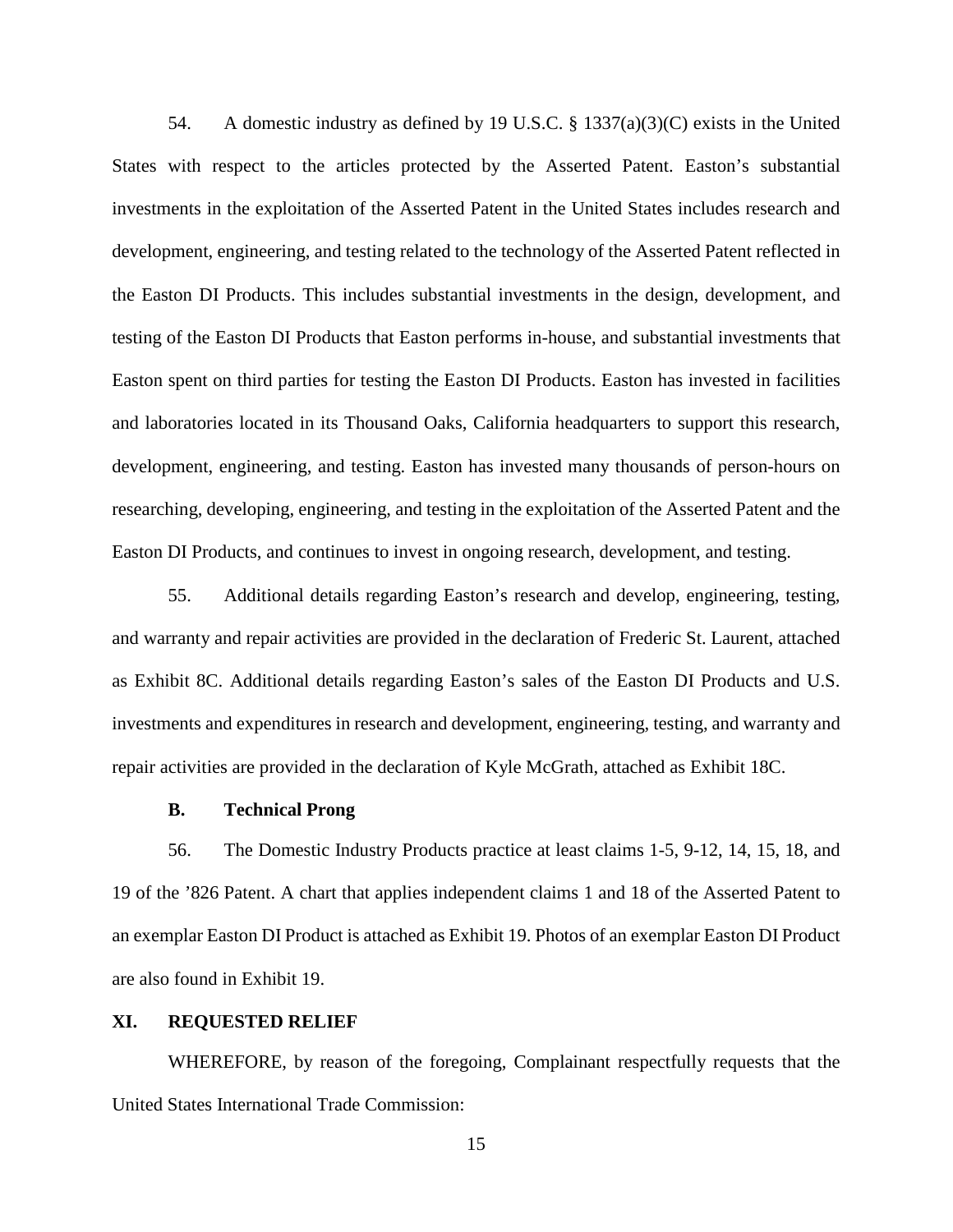54. A domestic industry as defined by 19 U.S.C. § 1337(a)(3)(C) exists in the United States with respect to the articles protected by the Asserted Patent. Easton's substantial investments in the exploitation of the Asserted Patent in the United States includes research and development, engineering, and testing related to the technology of the Asserted Patent reflected in the Easton DI Products. This includes substantial investments in the design, development, and testing of the Easton DI Products that Easton performs in-house, and substantial investments that Easton spent on third parties for testing the Easton DI Products. Easton has invested in facilities and laboratories located in its Thousand Oaks, California headquarters to support this research, development, engineering, and testing. Easton has invested many thousands of person-hours on researching, developing, engineering, and testing in the exploitation of the Asserted Patent and the Easton DI Products, and continues to invest in ongoing research, development, and testing.

55. Additional details regarding Easton's research and develop, engineering, testing, and warranty and repair activities are provided in the declaration of Frederic St. Laurent, attached as Exhibit 8C. Additional details regarding Easton's sales of the Easton DI Products and U.S. investments and expenditures in research and development, engineering, testing, and warranty and repair activities are provided in the declaration of Kyle McGrath, attached as Exhibit 18C.

### B. Technical Prong

56. The Domestic Industry Products practice at least claims 1-5, 9-12, 14, 15, 18, and 19 of the '826 Patent. A chart that applies independent claims 1 and 18 of the Asserted Patent to an exemplar Easton DI Product is attached as Exhibit 19. Photos of an exemplar Easton DI Product are also found in Exhibit 19.

## XI. REQUESTED RELIEF

WHEREFORE, by reason of the foregoing, Complainant respectfully requests that the United States International Trade Commission: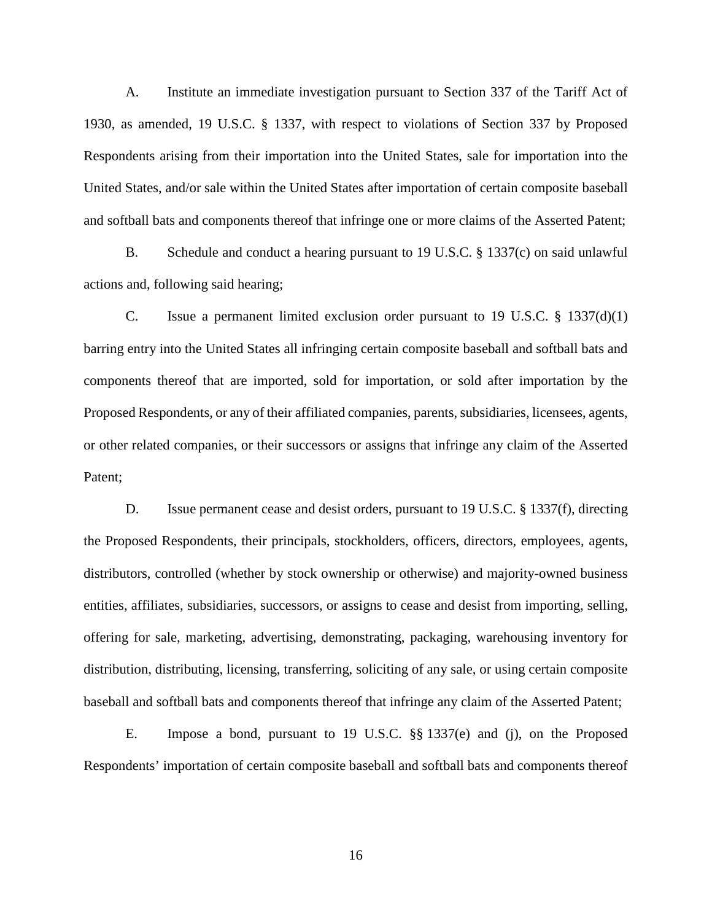A. Institute an immediate investigation pursuant to Section 337 of the Tariff Act of 1930, as amended, 19 U.S.C. § 1337, with respect to violations of Section 337 by Proposed Respondents arising from their importation into the United States, sale for importation into the United States, and/or sale within the United States after importation of certain composite baseball and softball bats and components thereof that infringe one or more claims of the Asserted Patent;

B. Schedule and conduct a hearing pursuant to 19 U.S.C. § 1337(c) on said unlawful actions and, following said hearing;

C. Issue a permanent limited exclusion order pursuant to 19 U.S.C. § 1337(d)(1) barring entry into the United States all infringing certain composite baseball and softball bats and components thereof that are imported, sold for importation, or sold after importation by the Proposed Respondents, or any of their affiliated companies, parents, subsidiaries, licensees, agents, or other related companies, or their successors or assigns that infringe any claim of the Asserted Patent;

D. Issue permanent cease and desist orders, pursuant to 19 U.S.C. § 1337(f), directing the Proposed Respondents, their principals, stockholders, officers, directors, employees, agents, distributors, controlled (whether by stock ownership or otherwise) and majority-owned business entities, affiliates, subsidiaries, successors, or assigns to cease and desist from importing, selling, offering for sale, marketing, advertising, demonstrating, packaging, warehousing inventory for distribution, distributing, licensing, transferring, soliciting of any sale, or using certain composite baseball and softball bats and components thereof that infringe any claim of the Asserted Patent;

E. Impose a bond, pursuant to 19 U.S.C. §§ 1337(e) and (j), on the Proposed Respondents' importation of certain composite baseball and softball bats and components thereof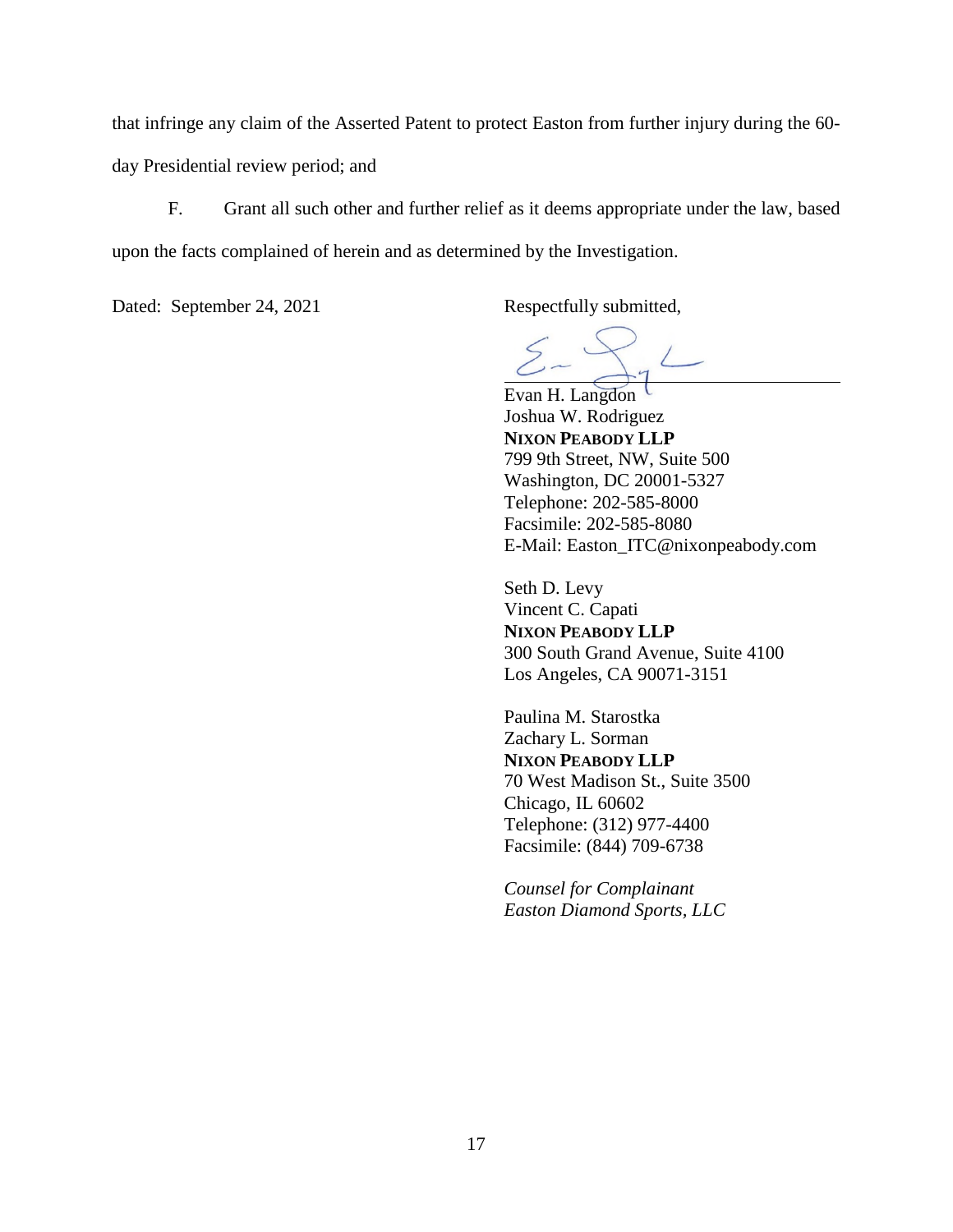that infringe any claim of the Asserted Patent to protect Easton from further injury during the 60-day Presidential review period; and

F. Grant all such other and further relief as it deems appropriate under the law, based upon the facts complained of herein and as determined by the Investigation.

Dated: September 24, 2021

Respectfully submitted,

Evan H. Langdon
Joshua W. Rodriguez
**NIXON PEABODY LLP**
799 9th Street, NW, Suite 500
Washington, DC 20001-5327
Telephone: 202-585-8000
Facsimile: 202-585-8080
E-Mail: Easton_ITC@nixonpeabody.com

Seth D. Levy
Vincent C. Capati
**NIXON PEABODY LLP**
300 South Grand Avenue, Suite 4100
Los Angeles, CA 90071-3151

Paulina M. Starostka
Zachary L. Sorman
**NIXON PEABODY LLP**
70 West Madison St., Suite 3500
Chicago, IL 60602
Telephone: (312) 977-4400
Facsimile: (844) 709-6738

*Counsel for Complainant*
*Easton Diamond Sports, LLC*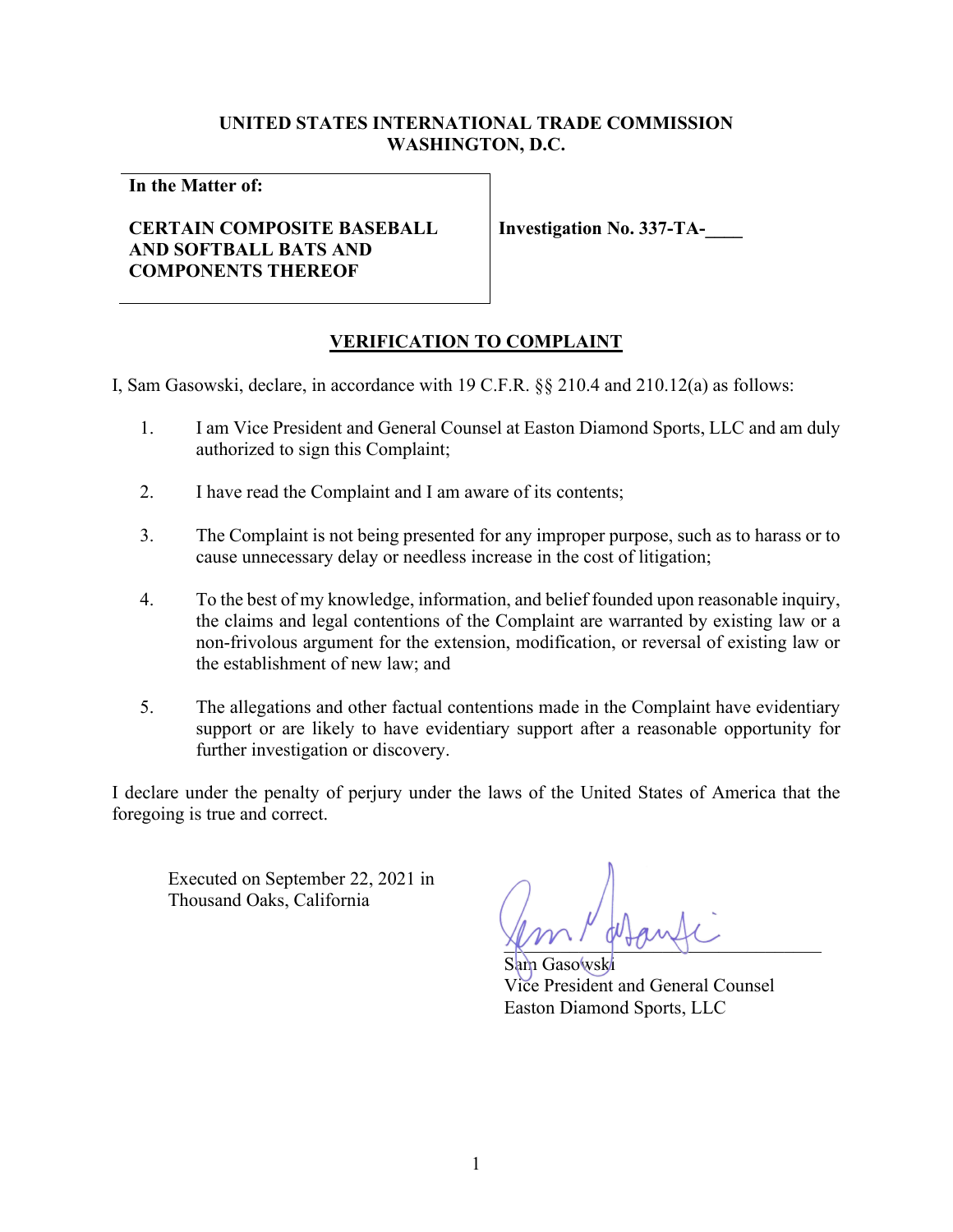**UNITED STATES INTERNATIONAL TRADE COMMISSION**
**WASHINGTON, D.C.**

| | |
|---|---|
| **In the Matter of:**<br><br>**CERTAIN COMPOSITE BASEBALL AND SOFTBALL BATS AND COMPONENTS THEREOF** | **Investigation No. 337-TA-____** |

## VERIFICATION TO COMPLAINT

I, Sam Gasowski, declare, in accordance with 19 C.F.R. §§ 210.4 and 210.12(a) as follows:

1. I am Vice President and General Counsel at Easton Diamond Sports, LLC and am duly authorized to sign this Complaint;

2. I have read the Complaint and I am aware of its contents;

3. The Complaint is not being presented for any improper purpose, such as to harass or to cause unnecessary delay or needless increase in the cost of litigation;

4. To the best of my knowledge, information, and belief founded upon reasonable inquiry, the claims and legal contentions of the Complaint are warranted by existing law or a non-frivolous argument for the extension, modification, or reversal of existing law or the establishment of new law; and

5. The allegations and other factual contentions made in the Complaint have evidentiary support or are likely to have evidentiary support after a reasonable opportunity for further investigation or discovery.

I declare under the penalty of perjury under the laws of the United States of America that the foregoing is true and correct.

Executed on September 22, 2021 in
Thousand Oaks, California

Sam Gasowski
Vice President and General Counsel
Easton Diamond Sports, LLC